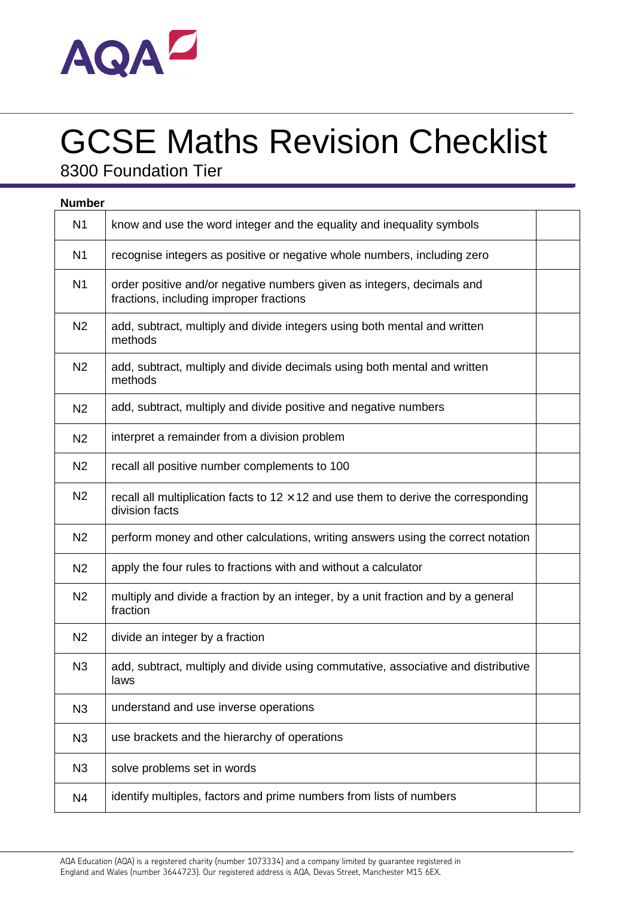AQA

# GCSE Maths Revision Checklist

8300 Foundation Tier

**Number**

| | | |
|---|---|---|
| N1 | know and use the word integer and the equality and inequality symbols | |
| N1 | recognise integers as positive or negative whole numbers, including zero | |
| N1 | order positive and/or negative numbers given as integers, decimals and fractions, including improper fractions | |
| N2 | add, subtract, multiply and divide integers using both mental and written methods | |
| N2 | add, subtract, multiply and divide decimals using both mental and written methods | |
| N2 | add, subtract, multiply and divide positive and negative numbers | |
| N2 | interpret a remainder from a division problem | |
| N2 | recall all positive number complements to 100 | |
| N2 | recall all multiplication facts to $12 \times 12$ and use them to derive the corresponding division facts | |
| N2 | perform money and other calculations, writing answers using the correct notation | |
| N2 | apply the four rules to fractions with and without a calculator | |
| N2 | multiply and divide a fraction by an integer, by a unit fraction and by a general fraction | |
| N2 | divide an integer by a fraction | |
| N3 | add, subtract, multiply and divide using commutative, associative and distributive laws | |
| N3 | understand and use inverse operations | |
| N3 | use brackets and the hierarchy of operations | |
| N3 | solve problems set in words | |
| N4 | identify multiples, factors and prime numbers from lists of numbers | |

AQA Education (AQA) is a registered charity (number 1073334) and a company limited by guarantee registered in England and Wales (number 3644723). Our registered address is AQA, Devas Street, Manchester M15 6EX.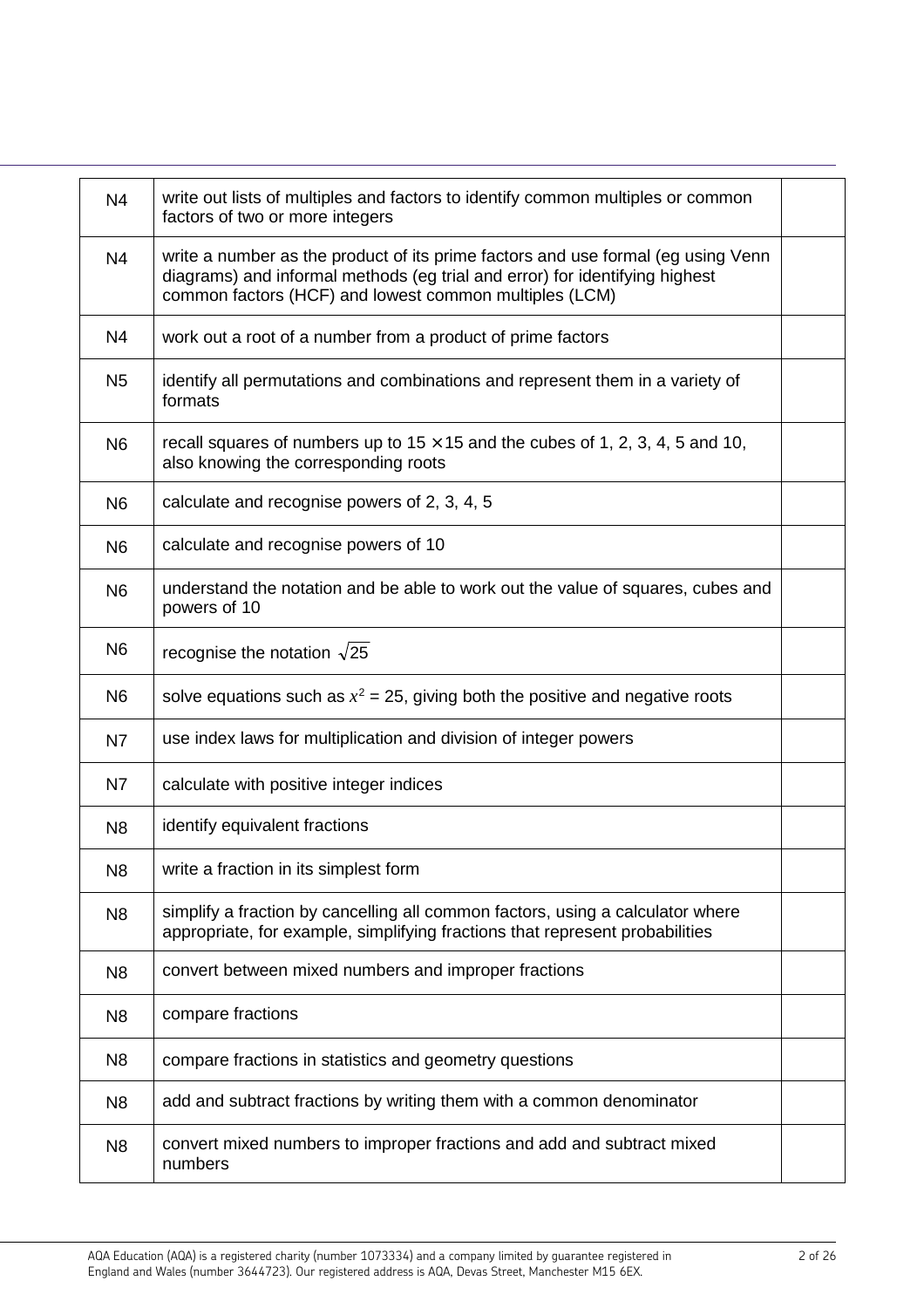| | | |
|---|---|---|
| N4 | write out lists of multiples and factors to identify common multiples or common factors of two or more integers | |
| N4 | write a number as the product of its prime factors and use formal (eg using Venn diagrams) and informal methods (eg trial and error) for identifying highest common factors (HCF) and lowest common multiples (LCM) | |
| N4 | work out a root of a number from a product of prime factors | |
| N5 | identify all permutations and combinations and represent them in a variety of formats | |
| N6 | recall squares of numbers up to $15 \times 15$ and the cubes of 1, 2, 3, 4, 5 and 10, also knowing the corresponding roots | |
| N6 | calculate and recognise powers of 2, 3, 4, 5 | |
| N6 | calculate and recognise powers of 10 | |
| N6 | understand the notation and be able to work out the value of squares, cubes and powers of 10 | |
| N6 | recognise the notation $\sqrt{25}$ | |
| N6 | solve equations such as $x^2 = 25$, giving both the positive and negative roots | |
| N7 | use index laws for multiplication and division of integer powers | |
| N7 | calculate with positive integer indices | |
| N8 | identify equivalent fractions | |
| N8 | write a fraction in its simplest form | |
| N8 | simplify a fraction by cancelling all common factors, using a calculator where appropriate, for example, simplifying fractions that represent probabilities | |
| N8 | convert between mixed numbers and improper fractions | |
| N8 | compare fractions | |
| N8 | compare fractions in statistics and geometry questions | |
| N8 | add and subtract fractions by writing them with a common denominator | |
| N8 | convert mixed numbers to improper fractions and add and subtract mixed numbers | |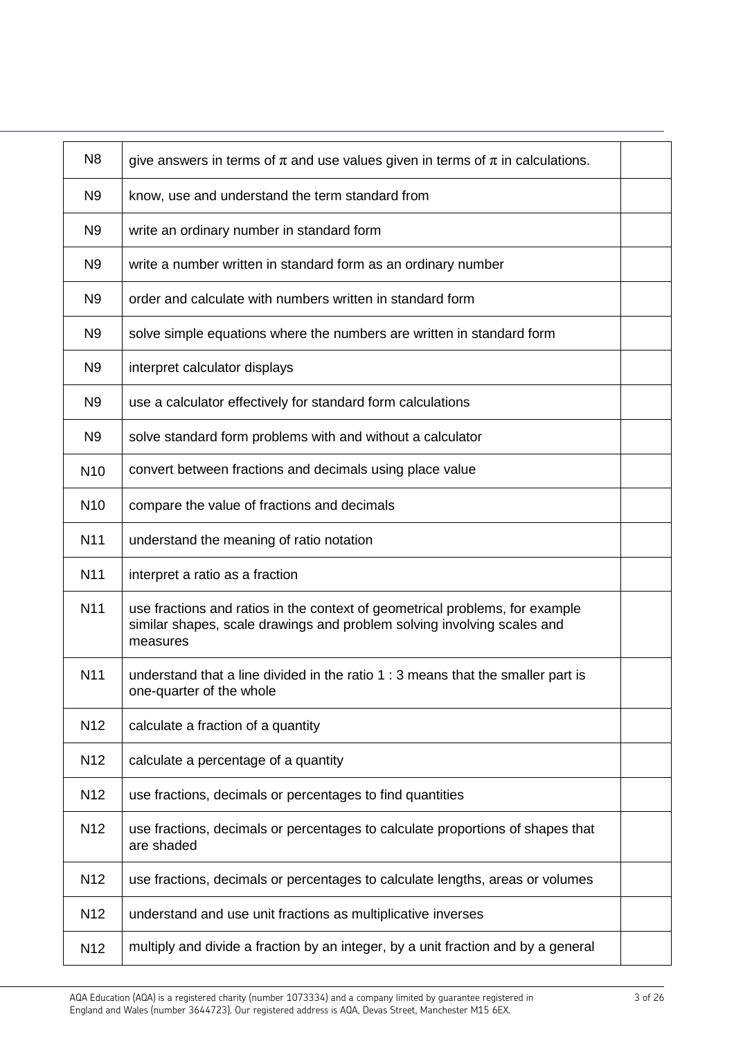| | | |
|---|---|---|
| N8 | give answers in terms of $\pi$ and use values given in terms of $\pi$ in calculations. | |
| N9 | know, use and understand the term standard from | |
| N9 | write an ordinary number in standard form | |
| N9 | write a number written in standard form as an ordinary number | |
| N9 | order and calculate with numbers written in standard form | |
| N9 | solve simple equations where the numbers are written in standard form | |
| N9 | interpret calculator displays | |
| N9 | use a calculator effectively for standard form calculations | |
| N9 | solve standard form problems with and without a calculator | |
| N10 | convert between fractions and decimals using place value | |
| N10 | compare the value of fractions and decimals | |
| N11 | understand the meaning of ratio notation | |
| N11 | interpret a ratio as a fraction | |
| N11 | use fractions and ratios in the context of geometrical problems, for example similar shapes, scale drawings and problem solving involving scales and measures | |
| N11 | understand that a line divided in the ratio 1 : 3 means that the smaller part is one-quarter of the whole | |
| N12 | calculate a fraction of a quantity | |
| N12 | calculate a percentage of a quantity | |
| N12 | use fractions, decimals or percentages to find quantities | |
| N12 | use fractions, decimals or percentages to calculate proportions of shapes that are shaded | |
| N12 | use fractions, decimals or percentages to calculate lengths, areas or volumes | |
| N12 | understand and use unit fractions as multiplicative inverses | |
| N12 | multiply and divide a fraction by an integer, by a unit fraction and by a general | |

AQA Education (AQA) is a registered charity (number 1073334) and a company limited by guarantee registered in England and Wales (number 3644723). Our registered address is AQA, Devas Street, Manchester M15 6EX.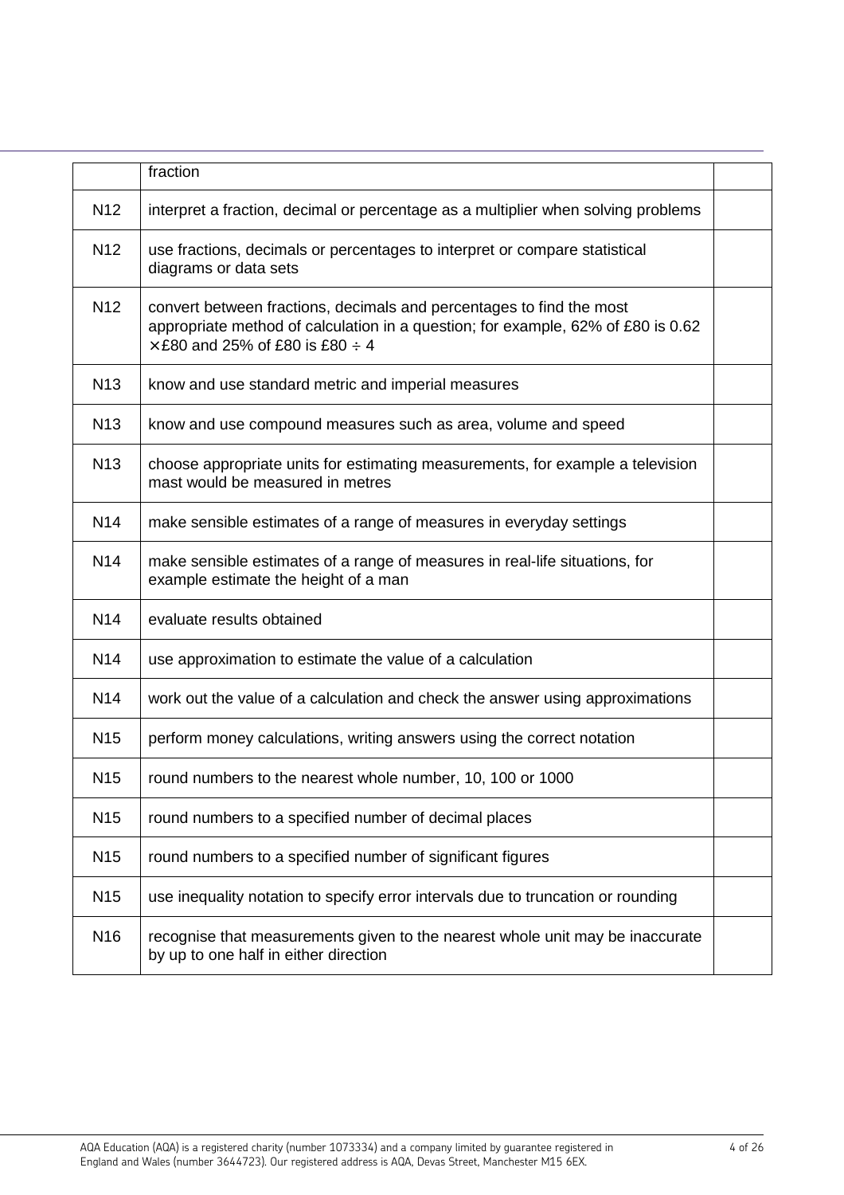| | | |
|---|---|---|
| | fraction | |
| N12 | interpret a fraction, decimal or percentage as a multiplier when solving problems | |
| N12 | use fractions, decimals or percentages to interpret or compare statistical diagrams or data sets | |
| N12 | convert between fractions, decimals and percentages to find the most appropriate method of calculation in a question; for example, 62% of £80 is 0.62 × £80 and 25% of £80 is £80 ÷ 4 | |
| N13 | know and use standard metric and imperial measures | |
| N13 | know and use compound measures such as area, volume and speed | |
| N13 | choose appropriate units for estimating measurements, for example a television mast would be measured in metres | |
| N14 | make sensible estimates of a range of measures in everyday settings | |
| N14 | make sensible estimates of a range of measures in real-life situations, for example estimate the height of a man | |
| N14 | evaluate results obtained | |
| N14 | use approximation to estimate the value of a calculation | |
| N14 | work out the value of a calculation and check the answer using approximations | |
| N15 | perform money calculations, writing answers using the correct notation | |
| N15 | round numbers to the nearest whole number, 10, 100 or 1000 | |
| N15 | round numbers to a specified number of decimal places | |
| N15 | round numbers to a specified number of significant figures | |
| N15 | use inequality notation to specify error intervals due to truncation or rounding | |
| N16 | recognise that measurements given to the nearest whole unit may be inaccurate by up to one half in either direction | |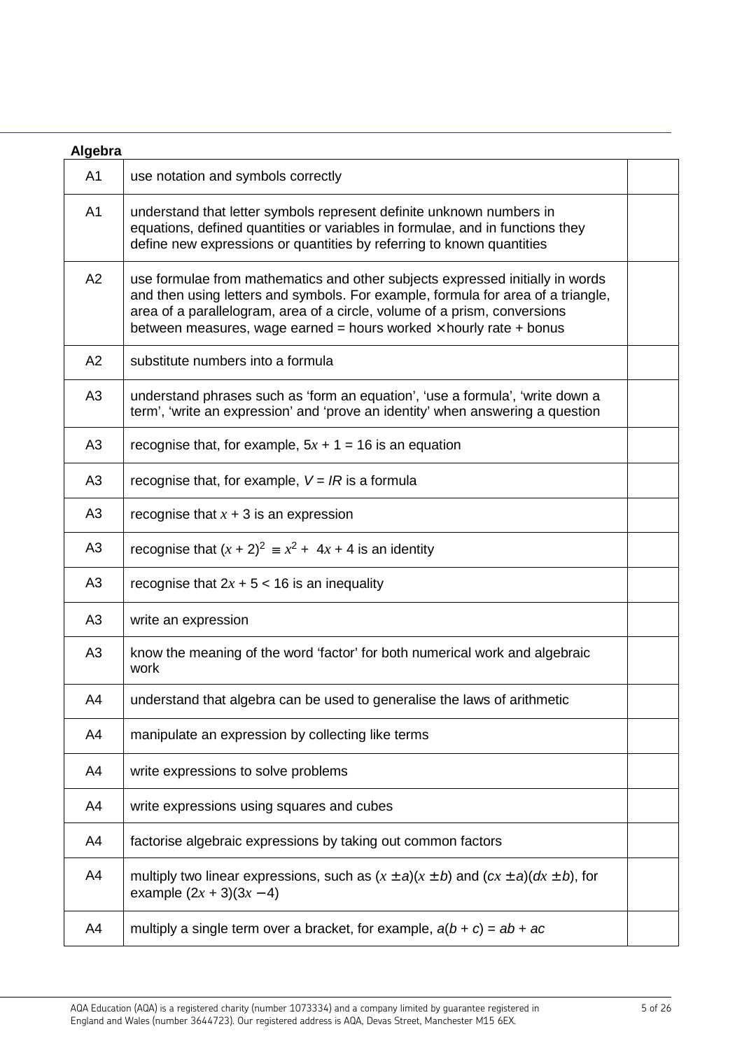**Algebra**

| | | |
|---|---|---|
| A1 | use notation and symbols correctly | |
| A1 | understand that letter symbols represent definite unknown numbers in equations, defined quantities or variables in formulae, and in functions they define new expressions or quantities by referring to known quantities | |
| A2 | use formulae from mathematics and other subjects expressed initially in words and then using letters and symbols. For example, formula for area of a triangle, area of a parallelogram, area of a circle, volume of a prism, conversions between measures, wage earned = hours worked × hourly rate + bonus | |
| A2 | substitute numbers into a formula | |
| A3 | understand phrases such as 'form an equation', 'use a formula', 'write down a term', 'write an expression' and 'prove an identity' when answering a question | |
| A3 | recognise that, for example, $5x + 1 = 16$ is an equation | |
| A3 | recognise that, for example, $V = IR$ is a formula | |
| A3 | recognise that $x + 3$ is an expression | |
| A3 | recognise that $(x + 2)^2 \equiv x^2 + 4x + 4$ is an identity | |
| A3 | recognise that $2x + 5 < 16$ is an inequality | |
| A3 | write an expression | |
| A3 | know the meaning of the word 'factor' for both numerical work and algebraic work | |
| A4 | understand that algebra can be used to generalise the laws of arithmetic | |
| A4 | manipulate an expression by collecting like terms | |
| A4 | write expressions to solve problems | |
| A4 | write expressions using squares and cubes | |
| A4 | factorise algebraic expressions by taking out common factors | |
| A4 | multiply two linear expressions, such as $(x \pm a)(x \pm b)$ and $(cx \pm a)(dx \pm b)$, for example $(2x + 3)(3x - 4)$ | |
| A4 | multiply a single term over a bracket, for example, $a(b + c) = ab + ac$ | |

AQA Education (AQA) is a registered charity (number 1073334) and a company limited by guarantee registered in England and Wales (number 3644723). Our registered address is AQA, Devas Street, Manchester M15 6EX.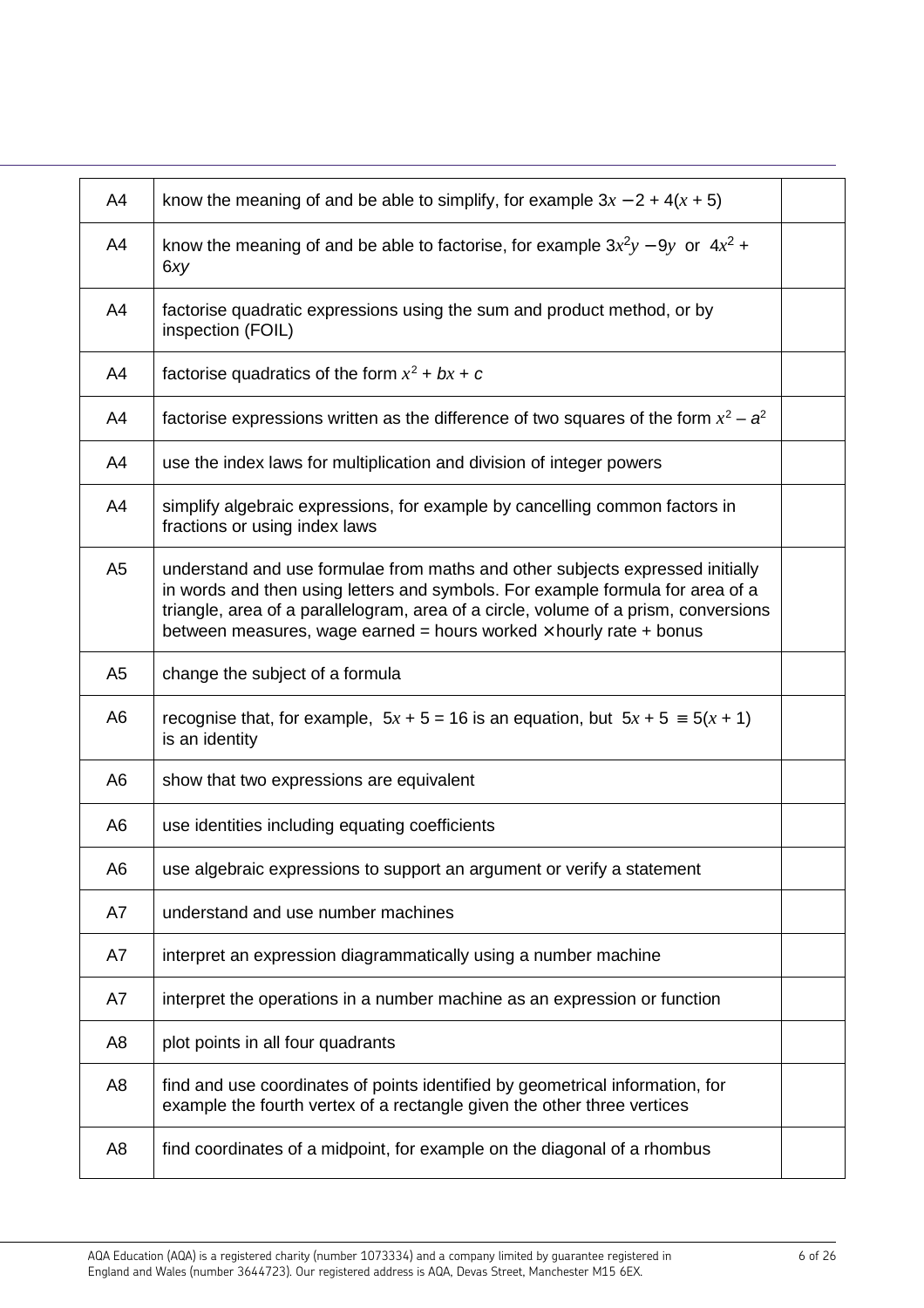| | | |
|---|---|---|
| A4 | know the meaning of and be able to simplify, for example $3x - 2 + 4(x + 5)$ | |
| A4 | know the meaning of and be able to factorise, for example $3x^2y - 9y$ or $4x^2 + 6xy$ | |
| A4 | factorise quadratic expressions using the sum and product method, or by inspection (FOIL) | |
| A4 | factorise quadratics of the form $x^2 + bx + c$ | |
| A4 | factorise expressions written as the difference of two squares of the form $x^2 - a^2$ | |
| A4 | use the index laws for multiplication and division of integer powers | |
| A4 | simplify algebraic expressions, for example by cancelling common factors in fractions or using index laws | |
| A5 | understand and use formulae from maths and other subjects expressed initially in words and then using letters and symbols. For example formula for area of a triangle, area of a parallelogram, area of a circle, volume of a prism, conversions between measures, wage earned = hours worked × hourly rate + bonus | |
| A5 | change the subject of a formula | |
| A6 | recognise that, for example, $5x + 5 = 16$ is an equation, but $5x + 5 \equiv 5(x + 1)$ is an identity | |
| A6 | show that two expressions are equivalent | |
| A6 | use identities including equating coefficients | |
| A6 | use algebraic expressions to support an argument or verify a statement | |
| A7 | understand and use number machines | |
| A7 | interpret an expression diagrammatically using a number machine | |
| A7 | interpret the operations in a number machine as an expression or function | |
| A8 | plot points in all four quadrants | |
| A8 | find and use coordinates of points identified by geometrical information, for example the fourth vertex of a rectangle given the other three vertices | |
| A8 | find coordinates of a midpoint, for example on the diagonal of a rhombus | |

AQA Education (AQA) is a registered charity (number 1073334) and a company limited by guarantee registered in England and Wales (number 3644723). Our registered address is AQA, Devas Street, Manchester M15 6EX.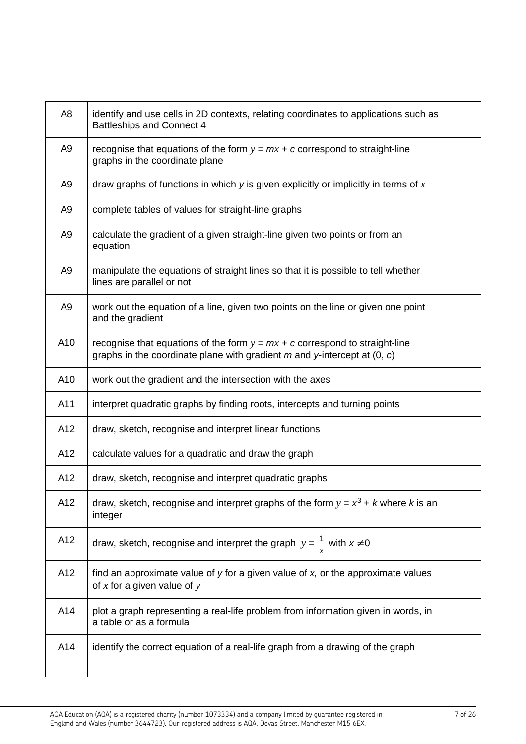| | | |
|---|---|---|
| A8 | identify and use cells in 2D contexts, relating coordinates to applications such as Battleships and Connect 4 | |
| A9 | recognise that equations of the form $y = mx + c$ correspond to straight-line graphs in the coordinate plane | |
| A9 | draw graphs of functions in which $y$ is given explicitly or implicitly in terms of $x$ | |
| A9 | complete tables of values for straight-line graphs | |
| A9 | calculate the gradient of a given straight-line given two points or from an equation | |
| A9 | manipulate the equations of straight lines so that it is possible to tell whether lines are parallel or not | |
| A9 | work out the equation of a line, given two points on the line or given one point and the gradient | |
| A10 | recognise that equations of the form $y = mx + c$ correspond to straight-line graphs in the coordinate plane with gradient $m$ and $y$-intercept at $(0, c)$ | |
| A10 | work out the gradient and the intersection with the axes | |
| A11 | interpret quadratic graphs by finding roots, intercepts and turning points | |
| A12 | draw, sketch, recognise and interpret linear functions | |
| A12 | calculate values for a quadratic and draw the graph | |
| A12 | draw, sketch, recognise and interpret quadratic graphs | |
| A12 | draw, sketch, recognise and interpret graphs of the form $y = x^3 + k$ where $k$ is an integer | |
| A12 | draw, sketch, recognise and interpret the graph $y = \frac{1}{x}$ with $x \neq 0$ | |
| A12 | find an approximate value of $y$ for a given value of $x$, or the approximate values of $x$ for a given value of $y$ | |
| A14 | plot a graph representing a real-life problem from information given in words, in a table or as a formula | |
| A14 | identify the correct equation of a real-life graph from a drawing of the graph | |

AQA Education (AQA) is a registered charity (number 1073334) and a company limited by guarantee registered in England and Wales (number 3644723). Our registered address is AQA, Devas Street, Manchester M15 6EX.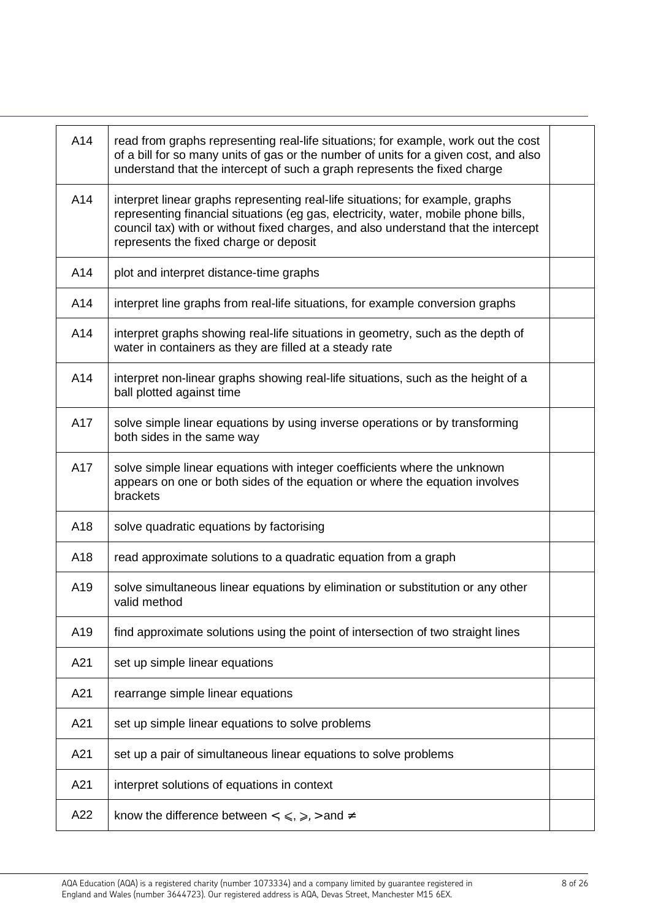| | | |
|---|---|---|
| A14 | read from graphs representing real-life situations; for example, work out the cost of a bill for so many units of gas or the number of units for a given cost, and also understand that the intercept of such a graph represents the fixed charge | |
| A14 | interpret linear graphs representing real-life situations; for example, graphs representing financial situations (eg gas, electricity, water, mobile phone bills, council tax) with or without fixed charges, and also understand that the intercept represents the fixed charge or deposit | |
| A14 | plot and interpret distance-time graphs | |
| A14 | interpret line graphs from real-life situations, for example conversion graphs | |
| A14 | interpret graphs showing real-life situations in geometry, such as the depth of water in containers as they are filled at a steady rate | |
| A14 | interpret non-linear graphs showing real-life situations, such as the height of a ball plotted against time | |
| A17 | solve simple linear equations by using inverse operations or by transforming both sides in the same way | |
| A17 | solve simple linear equations with integer coefficients where the unknown appears on one or both sides of the equation or where the equation involves brackets | |
| A18 | solve quadratic equations by factorising | |
| A18 | read approximate solutions to a quadratic equation from a graph | |
| A19 | solve simultaneous linear equations by elimination or substitution or any other valid method | |
| A19 | find approximate solutions using the point of intersection of two straight lines | |
| A21 | set up simple linear equations | |
| A21 | rearrange simple linear equations | |
| A21 | set up simple linear equations to solve problems | |
| A21 | set up a pair of simultaneous linear equations to solve problems | |
| A21 | interpret solutions of equations in context | |
| A22 | know the difference between $<$, $\leqslant$, $\geqslant$, $>$ and $\neq$ | |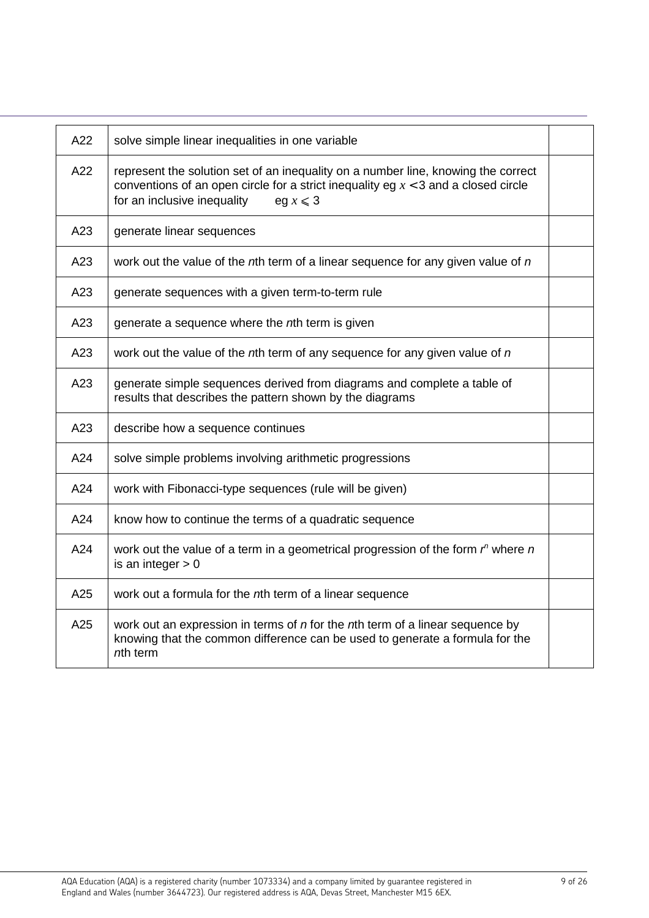| | | |
|---|---|---|
| A22 | solve simple linear inequalities in one variable | |
| A22 | represent the solution set of an inequality on a number line, knowing the correct conventions of an open circle for a strict inequality eg $x < 3$ and a closed circle for an inclusive inequality eg $x \leqslant 3$ | |
| A23 | generate linear sequences | |
| A23 | work out the value of the *n*th term of a linear sequence for any given value of $n$ | |
| A23 | generate sequences with a given term-to-term rule | |
| A23 | generate a sequence where the *n*th term is given | |
| A23 | work out the value of the *n*th term of any sequence for any given value of $n$ | |
| A23 | generate simple sequences derived from diagrams and complete a table of results that describes the pattern shown by the diagrams | |
| A23 | describe how a sequence continues | |
| A24 | solve simple problems involving arithmetic progressions | |
| A24 | work with Fibonacci-type sequences (rule will be given) | |
| A24 | know how to continue the terms of a quadratic sequence | |
| A24 | work out the value of a term in a geometrical progression of the form $r^n$ where $n$ is an integer > 0 | |
| A25 | work out a formula for the *n*th term of a linear sequence | |
| A25 | work out an expression in terms of $n$ for the *n*th term of a linear sequence by knowing that the common difference can be used to generate a formula for the *n*th term | |

AQA Education (AQA) is a registered charity (number 1073334) and a company limited by guarantee registered in England and Wales (number 3644723). Our registered address is AQA, Devas Street, Manchester M15 6EX.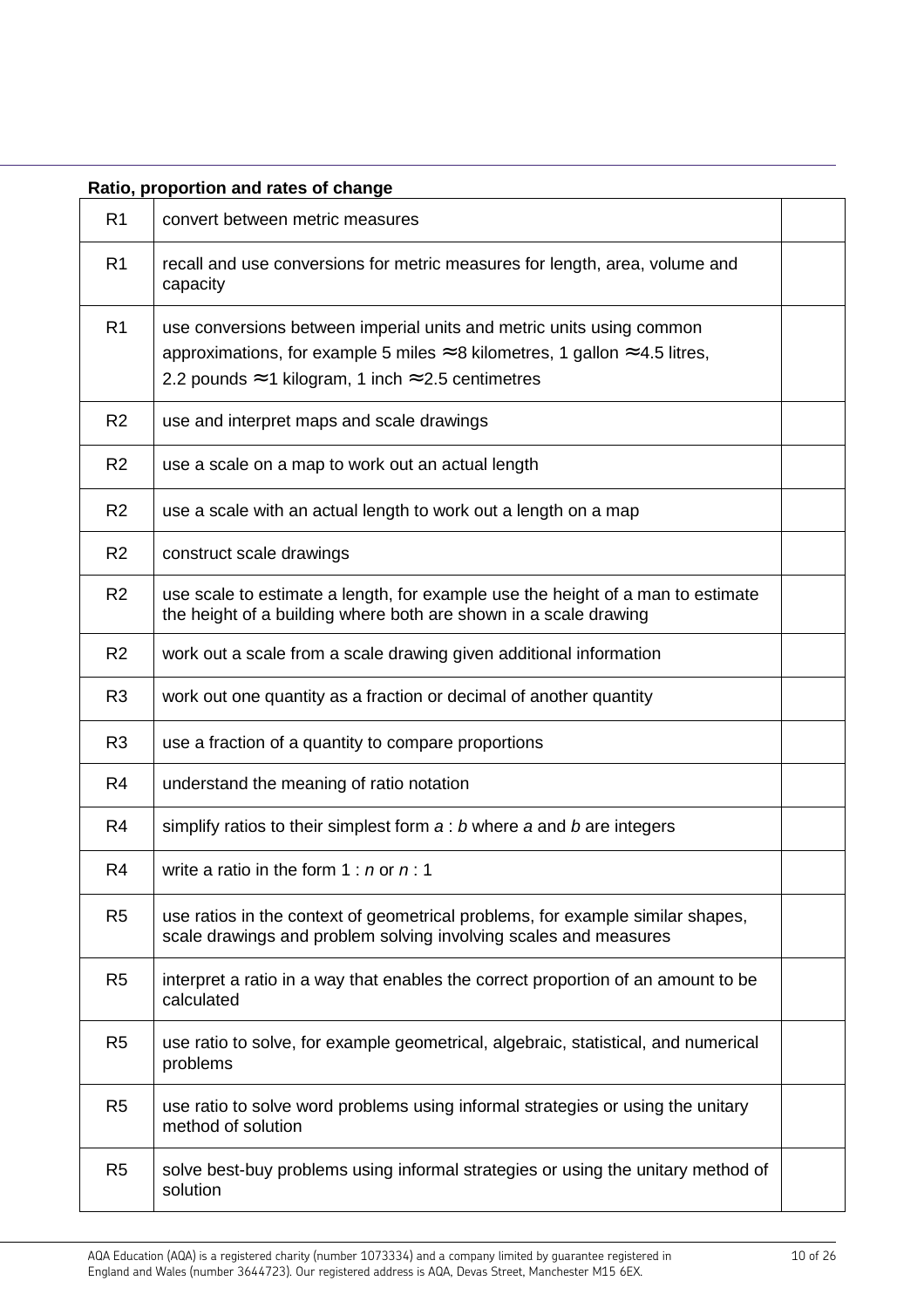**Ratio, proportion and rates of change**

| | | |
|---|---|---|
| R1 | convert between metric measures | |
| R1 | recall and use conversions for metric measures for length, area, volume and capacity | |
| R1 | use conversions between imperial units and metric units using common approximations, for example 5 miles ≈ 8 kilometres, 1 gallon ≈ 4.5 litres, 2.2 pounds ≈ 1 kilogram, 1 inch ≈ 2.5 centimetres | |
| R2 | use and interpret maps and scale drawings | |
| R2 | use a scale on a map to work out an actual length | |
| R2 | use a scale with an actual length to work out a length on a map | |
| R2 | construct scale drawings | |
| R2 | use scale to estimate a length, for example use the height of a man to estimate the height of a building where both are shown in a scale drawing | |
| R2 | work out a scale from a scale drawing given additional information | |
| R3 | work out one quantity as a fraction or decimal of another quantity | |
| R3 | use a fraction of a quantity to compare proportions | |
| R4 | understand the meaning of ratio notation | |
| R4 | simplify ratios to their simplest form $a : b$ where $a$ and $b$ are integers | |
| R4 | write a ratio in the form $1 : n$ or $n : 1$ | |
| R5 | use ratios in the context of geometrical problems, for example similar shapes, scale drawings and problem solving involving scales and measures | |
| R5 | interpret a ratio in a way that enables the correct proportion of an amount to be calculated | |
| R5 | use ratio to solve, for example geometrical, algebraic, statistical, and numerical problems | |
| R5 | use ratio to solve word problems using informal strategies or using the unitary method of solution | |
| R5 | solve best-buy problems using informal strategies or using the unitary method of solution | |

AQA Education (AQA) is a registered charity (number 1073334) and a company limited by guarantee registered in England and Wales (number 3644723). Our registered address is AQA, Devas Street, Manchester M15 6EX.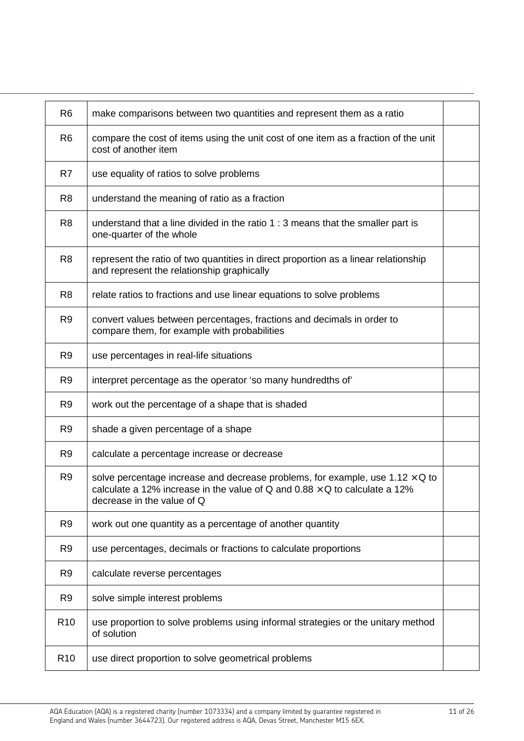| | | |
|---|---|---|
| R6 | make comparisons between two quantities and represent them as a ratio | |
| R6 | compare the cost of items using the unit cost of one item as a fraction of the unit cost of another item | |
| R7 | use equality of ratios to solve problems | |
| R8 | understand the meaning of ratio as a fraction | |
| R8 | understand that a line divided in the ratio 1 : 3 means that the smaller part is one-quarter of the whole | |
| R8 | represent the ratio of two quantities in direct proportion as a linear relationship and represent the relationship graphically | |
| R8 | relate ratios to fractions and use linear equations to solve problems | |
| R9 | convert values between percentages, fractions and decimals in order to compare them, for example with probabilities | |
| R9 | use percentages in real-life situations | |
| R9 | interpret percentage as the operator 'so many hundredths of' | |
| R9 | work out the percentage of a shape that is shaded | |
| R9 | shade a given percentage of a shape | |
| R9 | calculate a percentage increase or decrease | |
| R9 | solve percentage increase and decrease problems, for example, use $1.12 \times Q$ to calculate a 12% increase in the value of Q and $0.88 \times Q$ to calculate a 12% decrease in the value of Q | |
| R9 | work out one quantity as a percentage of another quantity | |
| R9 | use percentages, decimals or fractions to calculate proportions | |
| R9 | calculate reverse percentages | |
| R9 | solve simple interest problems | |
| R10 | use proportion to solve problems using informal strategies or the unitary method of solution | |
| R10 | use direct proportion to solve geometrical problems | |

AQA Education (AQA) is a registered charity (number 1073334) and a company limited by guarantee registered in England and Wales (number 3644723). Our registered address is AQA, Devas Street, Manchester M15 6EX.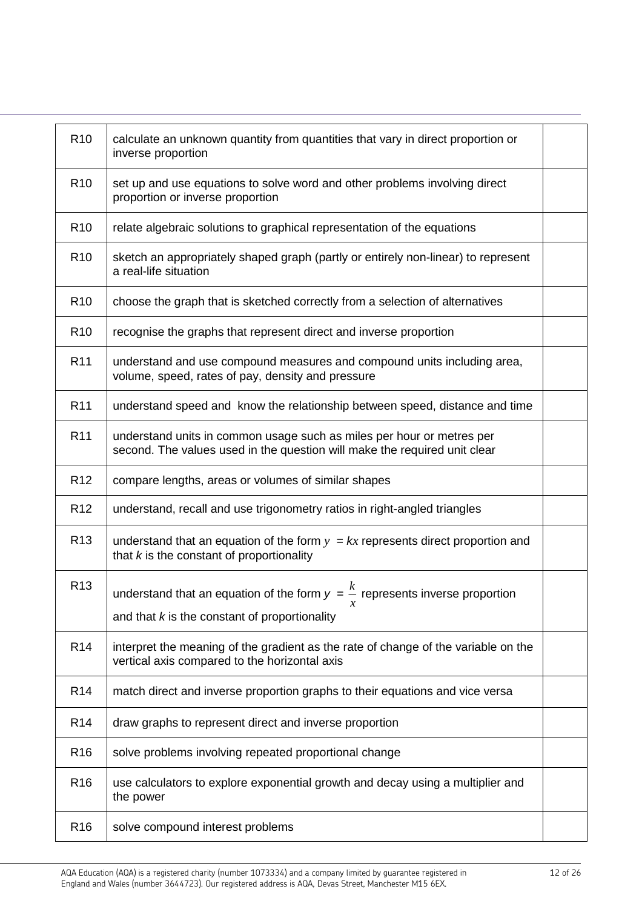| | | |
|---|---|---|
| R10 | calculate an unknown quantity from quantities that vary in direct proportion or inverse proportion | |
| R10 | set up and use equations to solve word and other problems involving direct proportion or inverse proportion | |
| R10 | relate algebraic solutions to graphical representation of the equations | |
| R10 | sketch an appropriately shaped graph (partly or entirely non-linear) to represent a real-life situation | |
| R10 | choose the graph that is sketched correctly from a selection of alternatives | |
| R10 | recognise the graphs that represent direct and inverse proportion | |
| R11 | understand and use compound measures and compound units including area, volume, speed, rates of pay, density and pressure | |
| R11 | understand speed and know the relationship between speed, distance and time | |
| R11 | understand units in common usage such as miles per hour or metres per second. The values used in the question will make the required unit clear | |
| R12 | compare lengths, areas or volumes of similar shapes | |
| R12 | understand, recall and use trigonometry ratios in right-angled triangles | |
| R13 | understand that an equation of the form $y = kx$ represents direct proportion and that $k$ is the constant of proportionality | |
| R13 | understand that an equation of the form $y = \frac{k}{x}$ represents inverse proportion and that $k$ is the constant of proportionality | |
| R14 | interpret the meaning of the gradient as the rate of change of the variable on the vertical axis compared to the horizontal axis | |
| R14 | match direct and inverse proportion graphs to their equations and vice versa | |
| R14 | draw graphs to represent direct and inverse proportion | |
| R16 | solve problems involving repeated proportional change | |
| R16 | use calculators to explore exponential growth and decay using a multiplier and the power | |
| R16 | solve compound interest problems | |

AQA Education (AQA) is a registered charity (number 1073334) and a company limited by guarantee registered in England and Wales (number 3644723). Our registered address is AQA, Devas Street, Manchester M15 6EX.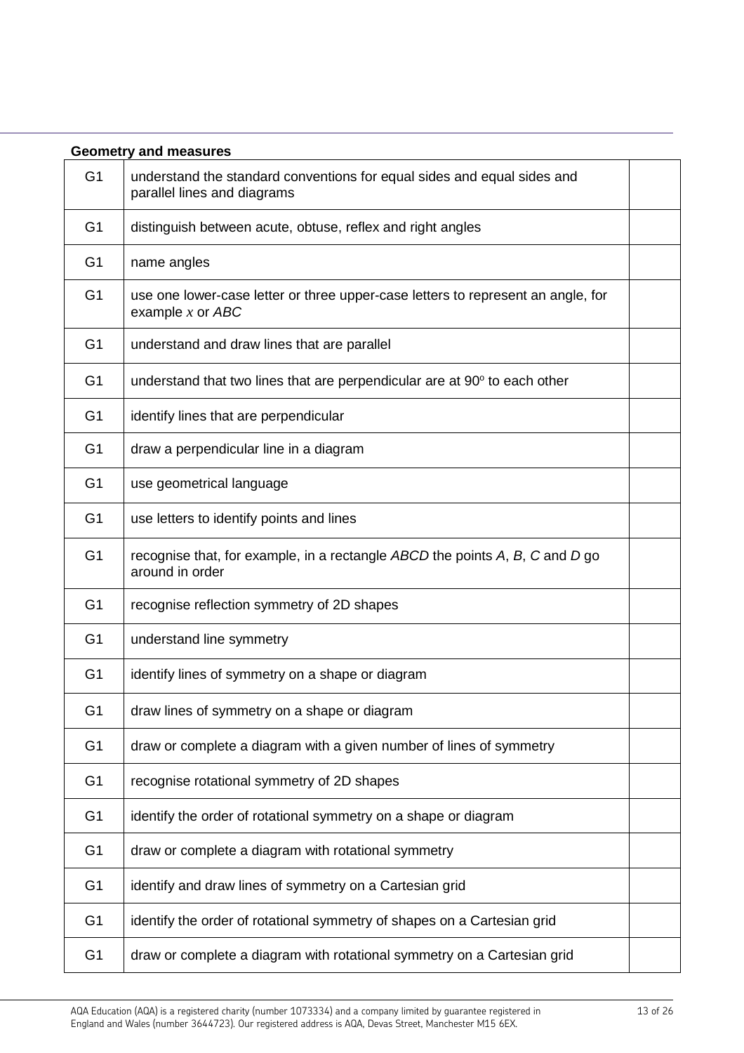**Geometry and measures**

| | | |
|---|---|---|
| G1 | understand the standard conventions for equal sides and equal sides and parallel lines and diagrams | |
| G1 | distinguish between acute, obtuse, reflex and right angles | |
| G1 | name angles | |
| G1 | use one lower-case letter or three upper-case letters to represent an angle, for example $x$ or *ABC* | |
| G1 | understand and draw lines that are parallel | |
| G1 | understand that two lines that are perpendicular are at 90º to each other | |
| G1 | identify lines that are perpendicular | |
| G1 | draw a perpendicular line in a diagram | |
| G1 | use geometrical language | |
| G1 | use letters to identify points and lines | |
| G1 | recognise that, for example, in a rectangle *ABCD* the points *A*, *B*, *C* and *D* go around in order | |
| G1 | recognise reflection symmetry of 2D shapes | |
| G1 | understand line symmetry | |
| G1 | identify lines of symmetry on a shape or diagram | |
| G1 | draw lines of symmetry on a shape or diagram | |
| G1 | draw or complete a diagram with a given number of lines of symmetry | |
| G1 | recognise rotational symmetry of 2D shapes | |
| G1 | identify the order of rotational symmetry on a shape or diagram | |
| G1 | draw or complete a diagram with rotational symmetry | |
| G1 | identify and draw lines of symmetry on a Cartesian grid | |
| G1 | identify the order of rotational symmetry of shapes on a Cartesian grid | |
| G1 | draw or complete a diagram with rotational symmetry on a Cartesian grid | |

AQA Education (AQA) is a registered charity (number 1073334) and a company limited by guarantee registered in England and Wales (number 3644723). Our registered address is AQA, Devas Street, Manchester M15 6EX.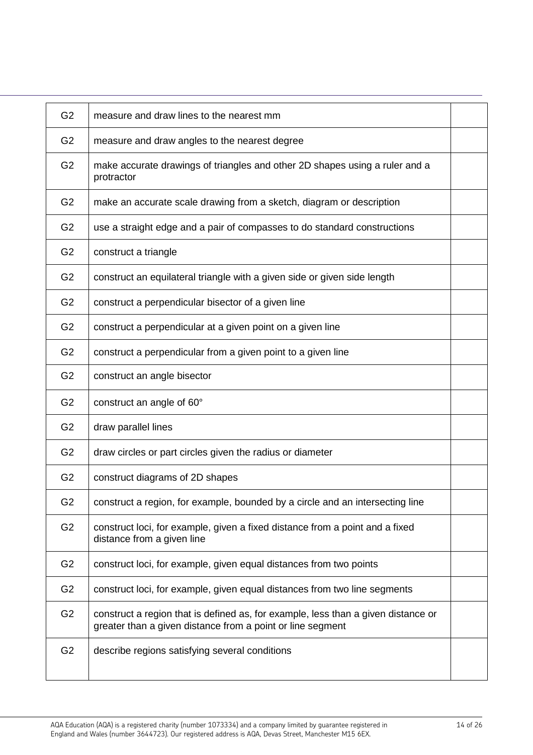| | | |
|---|---|---|
| G2 | measure and draw lines to the nearest mm | |
| G2 | measure and draw angles to the nearest degree | |
| G2 | make accurate drawings of triangles and other 2D shapes using a ruler and a protractor | |
| G2 | make an accurate scale drawing from a sketch, diagram or description | |
| G2 | use a straight edge and a pair of compasses to do standard constructions | |
| G2 | construct a triangle | |
| G2 | construct an equilateral triangle with a given side or given side length | |
| G2 | construct a perpendicular bisector of a given line | |
| G2 | construct a perpendicular at a given point on a given line | |
| G2 | construct a perpendicular from a given point to a given line | |
| G2 | construct an angle bisector | |
| G2 | construct an angle of 60° | |
| G2 | draw parallel lines | |
| G2 | draw circles or part circles given the radius or diameter | |
| G2 | construct diagrams of 2D shapes | |
| G2 | construct a region, for example, bounded by a circle and an intersecting line | |
| G2 | construct loci, for example, given a fixed distance from a point and a fixed distance from a given line | |
| G2 | construct loci, for example, given equal distances from two points | |
| G2 | construct loci, for example, given equal distances from two line segments | |
| G2 | construct a region that is defined as, for example, less than a given distance or greater than a given distance from a point or line segment | |
| G2 | describe regions satisfying several conditions | |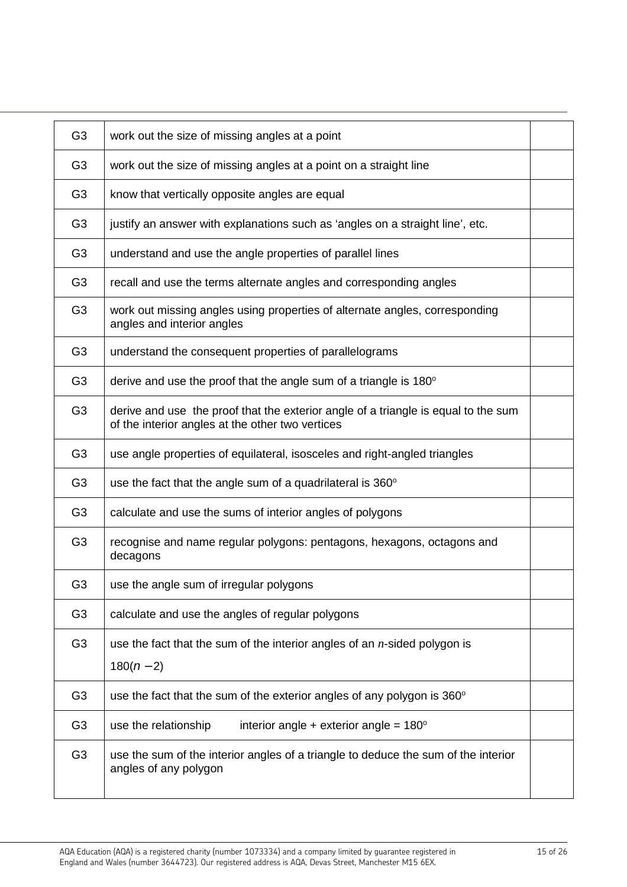| | | |
|---|---|---|
| G3 | work out the size of missing angles at a point | |
| G3 | work out the size of missing angles at a point on a straight line | |
| G3 | know that vertically opposite angles are equal | |
| G3 | justify an answer with explanations such as 'angles on a straight line', etc. | |
| G3 | understand and use the angle properties of parallel lines | |
| G3 | recall and use the terms alternate angles and corresponding angles | |
| G3 | work out missing angles using properties of alternate angles, corresponding angles and interior angles | |
| G3 | understand the consequent properties of parallelograms | |
| G3 | derive and use the proof that the angle sum of a triangle is 180° | |
| G3 | derive and use the proof that the exterior angle of a triangle is equal to the sum of the interior angles at the other two vertices | |
| G3 | use angle properties of equilateral, isosceles and right-angled triangles | |
| G3 | use the fact that the angle sum of a quadrilateral is 360° | |
| G3 | calculate and use the sums of interior angles of polygons | |
| G3 | recognise and name regular polygons: pentagons, hexagons, octagons and decagons | |
| G3 | use the angle sum of irregular polygons | |
| G3 | calculate and use the angles of regular polygons | |
| G3 | use the fact that the sum of the interior angles of an $n$-sided polygon is $180(n - 2)$ | |
| G3 | use the fact that the sum of the exterior angles of any polygon is 360° | |
| G3 | use the relationship interior angle + exterior angle = 180° | |
| G3 | use the sum of the interior angles of a triangle to deduce the sum of the interior angles of any polygon | |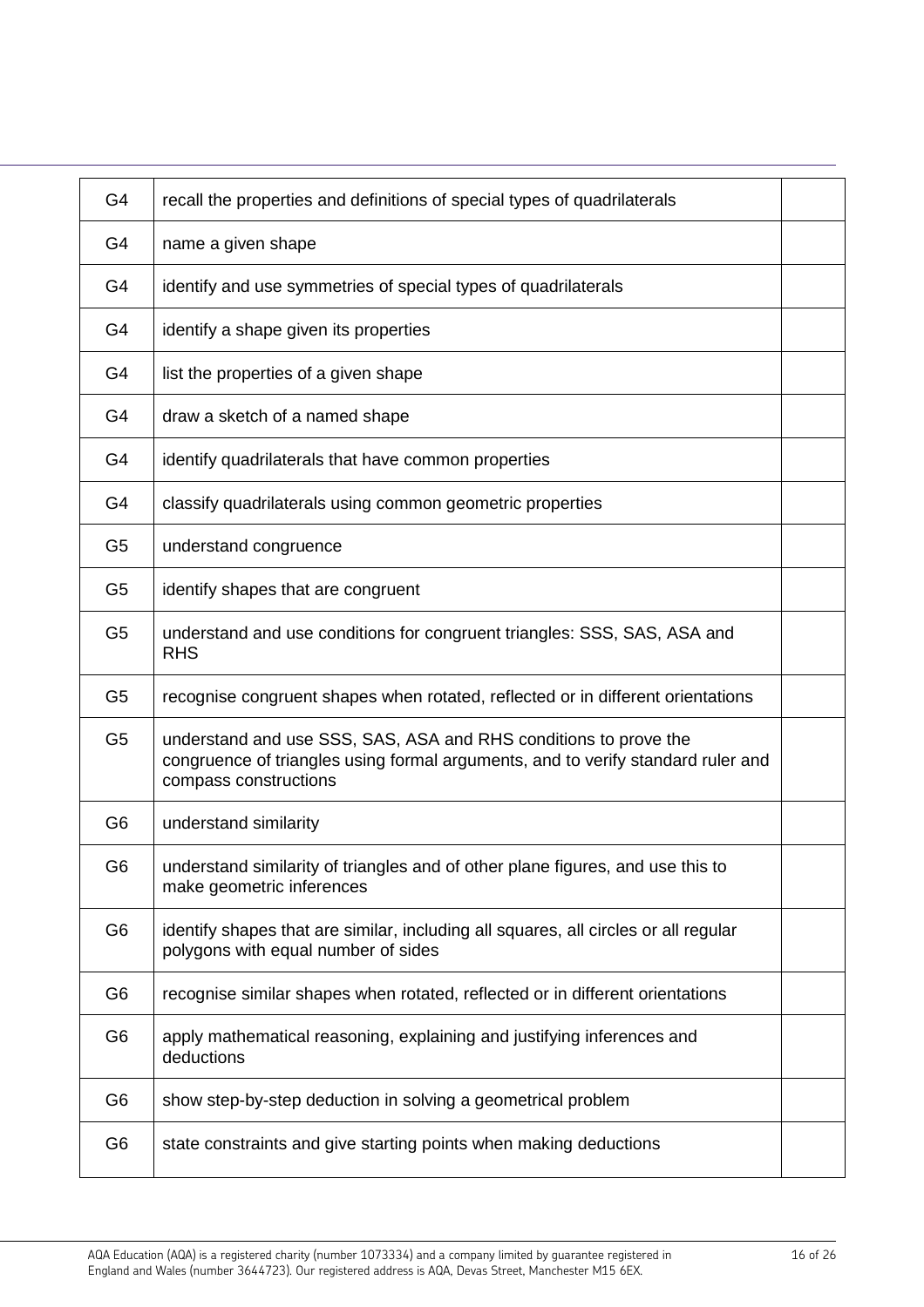| | | |
|---|---|---|
| G4 | recall the properties and definitions of special types of quadrilaterals | |
| G4 | name a given shape | |
| G4 | identify and use symmetries of special types of quadrilaterals | |
| G4 | identify a shape given its properties | |
| G4 | list the properties of a given shape | |
| G4 | draw a sketch of a named shape | |
| G4 | identify quadrilaterals that have common properties | |
| G4 | classify quadrilaterals using common geometric properties | |
| G5 | understand congruence | |
| G5 | identify shapes that are congruent | |
| G5 | understand and use conditions for congruent triangles: SSS, SAS, ASA and RHS | |
| G5 | recognise congruent shapes when rotated, reflected or in different orientations | |
| G5 | understand and use SSS, SAS, ASA and RHS conditions to prove the congruence of triangles using formal arguments, and to verify standard ruler and compass constructions | |
| G6 | understand similarity | |
| G6 | understand similarity of triangles and of other plane figures, and use this to make geometric inferences | |
| G6 | identify shapes that are similar, including all squares, all circles or all regular polygons with equal number of sides | |
| G6 | recognise similar shapes when rotated, reflected or in different orientations | |
| G6 | apply mathematical reasoning, explaining and justifying inferences and deductions | |
| G6 | show step-by-step deduction in solving a geometrical problem | |
| G6 | state constraints and give starting points when making deductions | |

AQA Education (AQA) is a registered charity (number 1073334) and a company limited by guarantee registered in England and Wales (number 3644723). Our registered address is AQA, Devas Street, Manchester M15 6EX.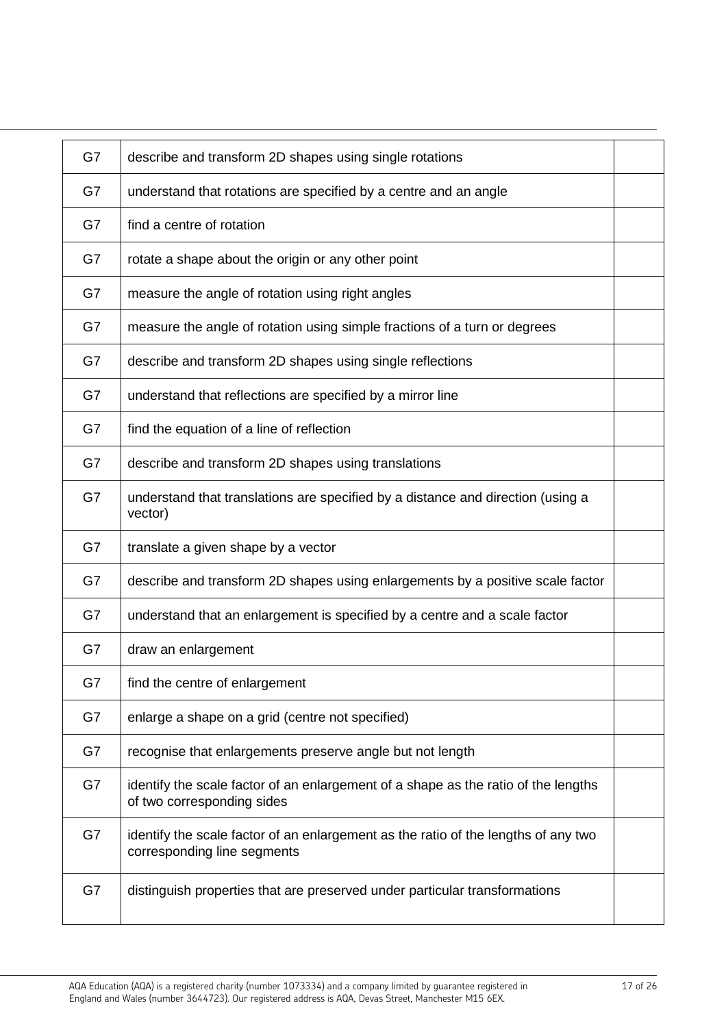| | | |
|---|---|---|
| G7 | describe and transform 2D shapes using single rotations | |
| G7 | understand that rotations are specified by a centre and an angle | |
| G7 | find a centre of rotation | |
| G7 | rotate a shape about the origin or any other point | |
| G7 | measure the angle of rotation using right angles | |
| G7 | measure the angle of rotation using simple fractions of a turn or degrees | |
| G7 | describe and transform 2D shapes using single reflections | |
| G7 | understand that reflections are specified by a mirror line | |
| G7 | find the equation of a line of reflection | |
| G7 | describe and transform 2D shapes using translations | |
| G7 | understand that translations are specified by a distance and direction (using a vector) | |
| G7 | translate a given shape by a vector | |
| G7 | describe and transform 2D shapes using enlargements by a positive scale factor | |
| G7 | understand that an enlargement is specified by a centre and a scale factor | |
| G7 | draw an enlargement | |
| G7 | find the centre of enlargement | |
| G7 | enlarge a shape on a grid (centre not specified) | |
| G7 | recognise that enlargements preserve angle but not length | |
| G7 | identify the scale factor of an enlargement of a shape as the ratio of the lengths of two corresponding sides | |
| G7 | identify the scale factor of an enlargement as the ratio of the lengths of any two corresponding line segments | |
| G7 | distinguish properties that are preserved under particular transformations | |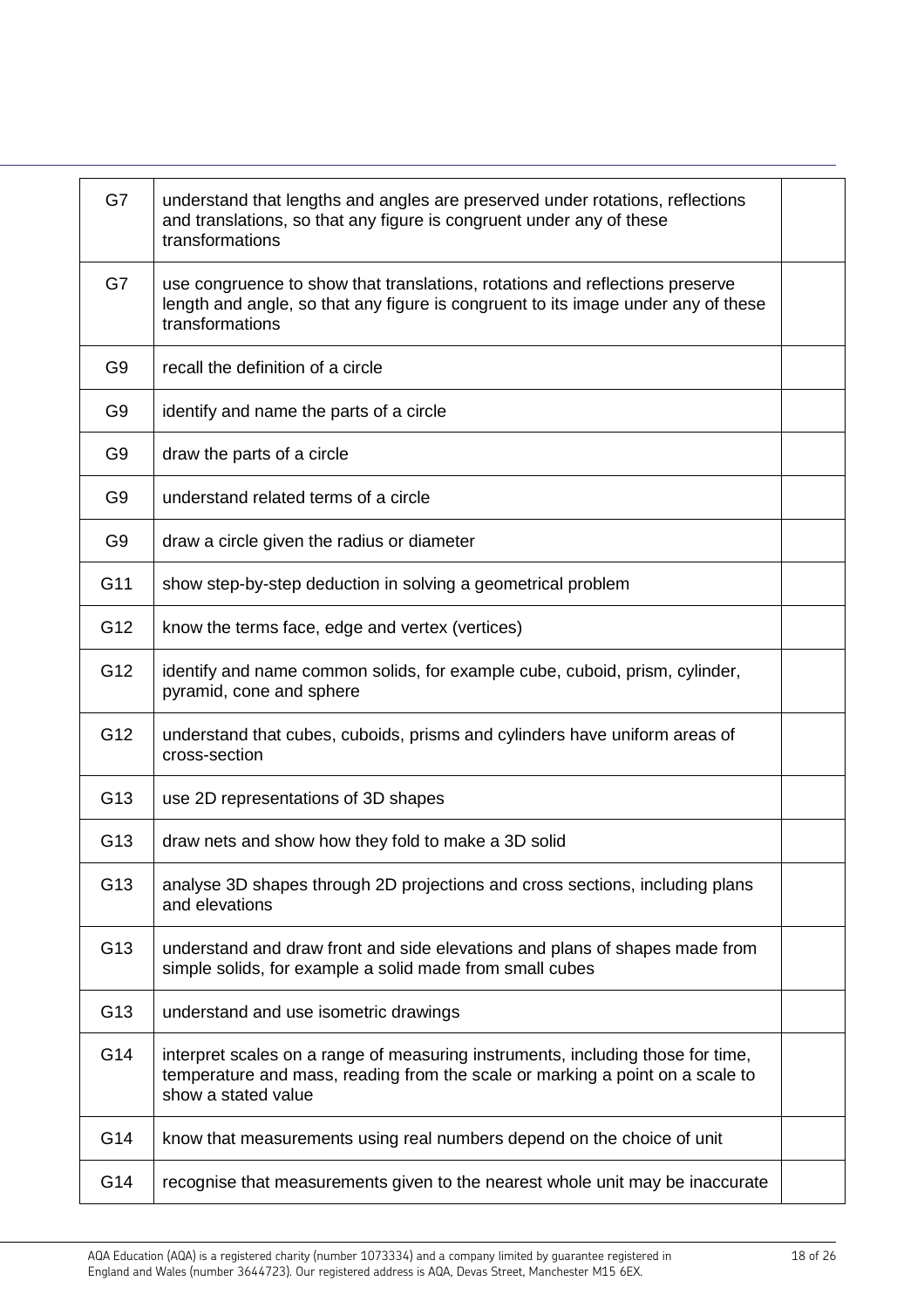| | | |
|---|---|---|
| G7 | understand that lengths and angles are preserved under rotations, reflections and translations, so that any figure is congruent under any of these transformations | |
| G7 | use congruence to show that translations, rotations and reflections preserve length and angle, so that any figure is congruent to its image under any of these transformations | |
| G9 | recall the definition of a circle | |
| G9 | identify and name the parts of a circle | |
| G9 | draw the parts of a circle | |
| G9 | understand related terms of a circle | |
| G9 | draw a circle given the radius or diameter | |
| G11 | show step-by-step deduction in solving a geometrical problem | |
| G12 | know the terms face, edge and vertex (vertices) | |
| G12 | identify and name common solids, for example cube, cuboid, prism, cylinder, pyramid, cone and sphere | |
| G12 | understand that cubes, cuboids, prisms and cylinders have uniform areas of cross-section | |
| G13 | use 2D representations of 3D shapes | |
| G13 | draw nets and show how they fold to make a 3D solid | |
| G13 | analyse 3D shapes through 2D projections and cross sections, including plans and elevations | |
| G13 | understand and draw front and side elevations and plans of shapes made from simple solids, for example a solid made from small cubes | |
| G13 | understand and use isometric drawings | |
| G14 | interpret scales on a range of measuring instruments, including those for time, temperature and mass, reading from the scale or marking a point on a scale to show a stated value | |
| G14 | know that measurements using real numbers depend on the choice of unit | |
| G14 | recognise that measurements given to the nearest whole unit may be inaccurate | |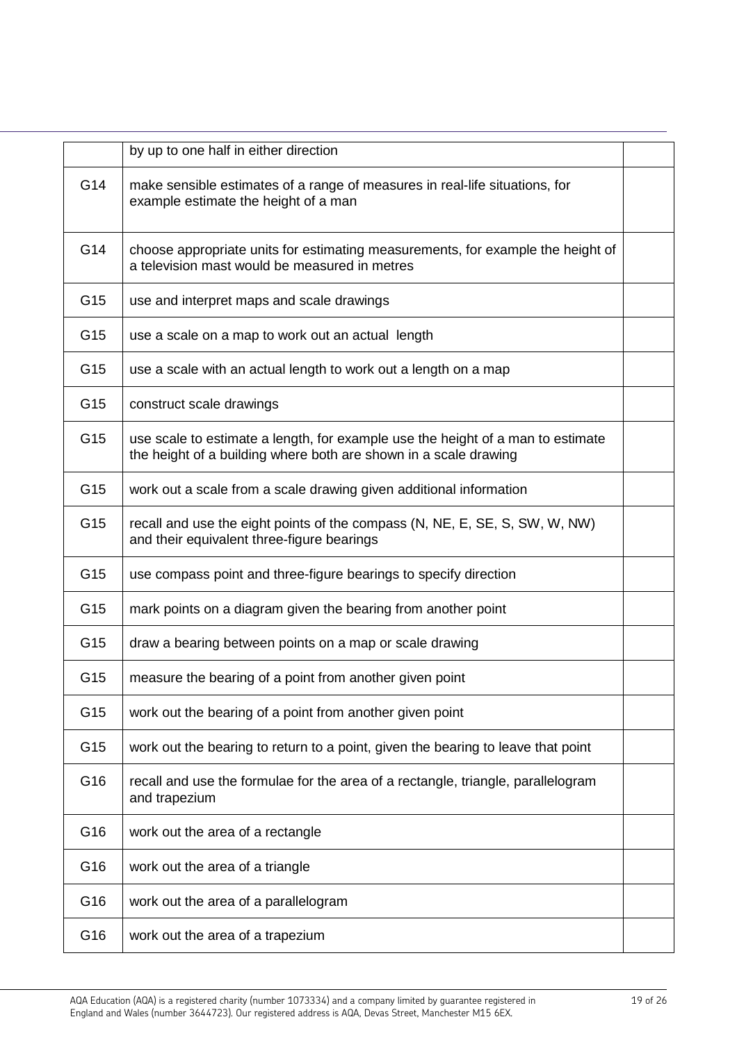| | | |
|---|---|---|
| | by up to one half in either direction | |
| G14 | make sensible estimates of a range of measures in real-life situations, for example estimate the height of a man | |
| G14 | choose appropriate units for estimating measurements, for example the height of a television mast would be measured in metres | |
| G15 | use and interpret maps and scale drawings | |
| G15 | use a scale on a map to work out an actual length | |
| G15 | use a scale with an actual length to work out a length on a map | |
| G15 | construct scale drawings | |
| G15 | use scale to estimate a length, for example use the height of a man to estimate the height of a building where both are shown in a scale drawing | |
| G15 | work out a scale from a scale drawing given additional information | |
| G15 | recall and use the eight points of the compass (N, NE, E, SE, S, SW, W, NW) and their equivalent three-figure bearings | |
| G15 | use compass point and three-figure bearings to specify direction | |
| G15 | mark points on a diagram given the bearing from another point | |
| G15 | draw a bearing between points on a map or scale drawing | |
| G15 | measure the bearing of a point from another given point | |
| G15 | work out the bearing of a point from another given point | |
| G15 | work out the bearing to return to a point, given the bearing to leave that point | |
| G16 | recall and use the formulae for the area of a rectangle, triangle, parallelogram and trapezium | |
| G16 | work out the area of a rectangle | |
| G16 | work out the area of a triangle | |
| G16 | work out the area of a parallelogram | |
| G16 | work out the area of a trapezium | |

AQA Education (AQA) is a registered charity (number 1073334) and a company limited by guarantee registered in England and Wales (number 3644723). Our registered address is AQA, Devas Street, Manchester M15 6EX.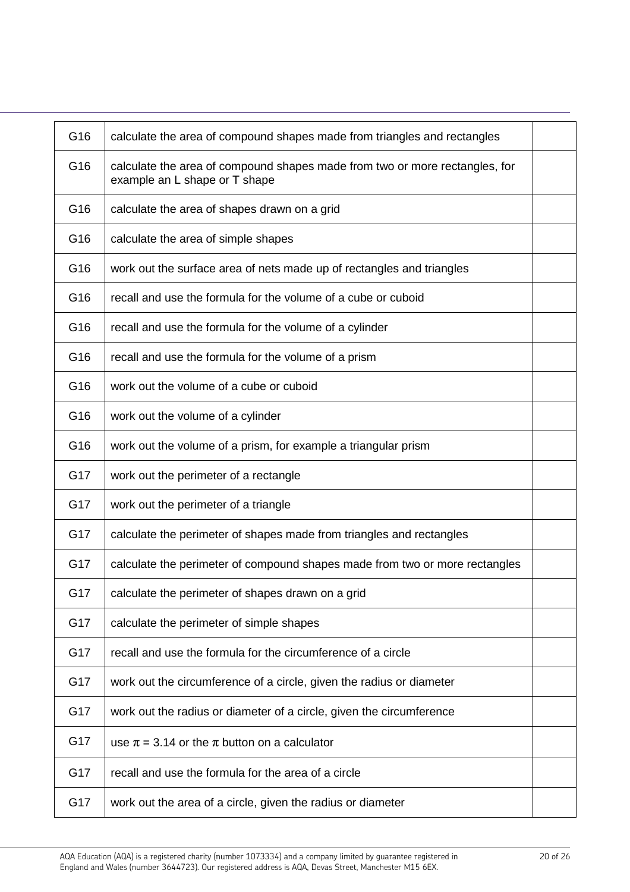| | | |
|---|---|---|
| G16 | calculate the area of compound shapes made from triangles and rectangles | |
| G16 | calculate the area of compound shapes made from two or more rectangles, for example an L shape or T shape | |
| G16 | calculate the area of shapes drawn on a grid | |
| G16 | calculate the area of simple shapes | |
| G16 | work out the surface area of nets made up of rectangles and triangles | |
| G16 | recall and use the formula for the volume of a cube or cuboid | |
| G16 | recall and use the formula for the volume of a cylinder | |
| G16 | recall and use the formula for the volume of a prism | |
| G16 | work out the volume of a cube or cuboid | |
| G16 | work out the volume of a cylinder | |
| G16 | work out the volume of a prism, for example a triangular prism | |
| G17 | work out the perimeter of a rectangle | |
| G17 | work out the perimeter of a triangle | |
| G17 | calculate the perimeter of shapes made from triangles and rectangles | |
| G17 | calculate the perimeter of compound shapes made from two or more rectangles | |
| G17 | calculate the perimeter of shapes drawn on a grid | |
| G17 | calculate the perimeter of simple shapes | |
| G17 | recall and use the formula for the circumference of a circle | |
| G17 | work out the circumference of a circle, given the radius or diameter | |
| G17 | work out the radius or diameter of a circle, given the circumference | |
| G17 | use $\pi = 3.14$ or the $\pi$ button on a calculator | |
| G17 | recall and use the formula for the area of a circle | |
| G17 | work out the area of a circle, given the radius or diameter | |

AQA Education (AQA) is a registered charity (number 1073334) and a company limited by guarantee registered in England and Wales (number 3644723). Our registered address is AQA, Devas Street, Manchester M15 6EX.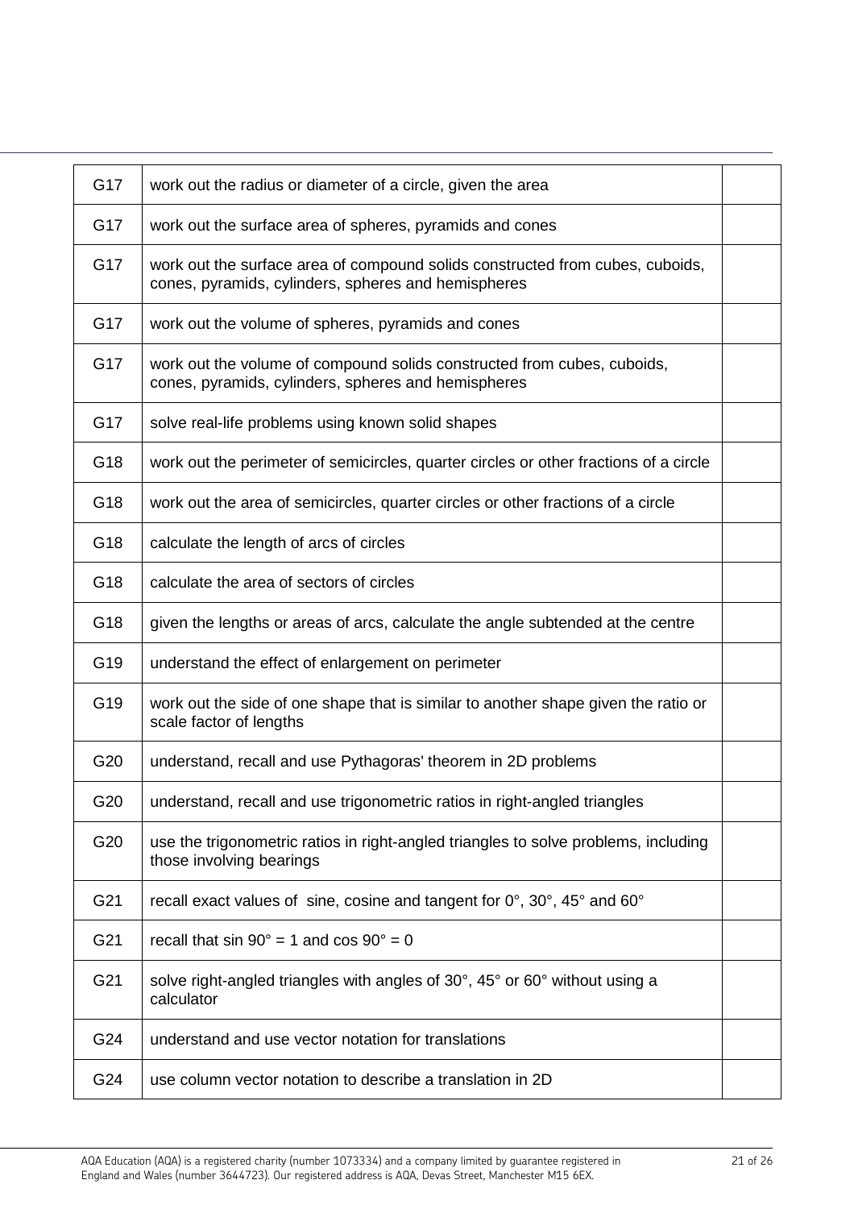| | | |
|---|---|---|
| G17 | work out the radius or diameter of a circle, given the area | |
| G17 | work out the surface area of spheres, pyramids and cones | |
| G17 | work out the surface area of compound solids constructed from cubes, cuboids, cones, pyramids, cylinders, spheres and hemispheres | |
| G17 | work out the volume of spheres, pyramids and cones | |
| G17 | work out the volume of compound solids constructed from cubes, cuboids, cones, pyramids, cylinders, spheres and hemispheres | |
| G17 | solve real-life problems using known solid shapes | |
| G18 | work out the perimeter of semicircles, quarter circles or other fractions of a circle | |
| G18 | work out the area of semicircles, quarter circles or other fractions of a circle | |
| G18 | calculate the length of arcs of circles | |
| G18 | calculate the area of sectors of circles | |
| G18 | given the lengths or areas of arcs, calculate the angle subtended at the centre | |
| G19 | understand the effect of enlargement on perimeter | |
| G19 | work out the side of one shape that is similar to another shape given the ratio or scale factor of lengths | |
| G20 | understand, recall and use Pythagoras' theorem in 2D problems | |
| G20 | understand, recall and use trigonometric ratios in right-angled triangles | |
| G20 | use the trigonometric ratios in right-angled triangles to solve problems, including those involving bearings | |
| G21 | recall exact values of sine, cosine and tangent for 0°, 30°, 45° and 60° | |
| G21 | recall that sin 90° = 1 and cos 90° = 0 | |
| G21 | solve right-angled triangles with angles of 30°, 45° or 60° without using a calculator | |
| G24 | understand and use vector notation for translations | |
| G24 | use column vector notation to describe a translation in 2D | |

AQA Education (AQA) is a registered charity (number 1073334) and a company limited by guarantee registered in England and Wales (number 3644723). Our registered address is AQA, Devas Street, Manchester M15 6EX.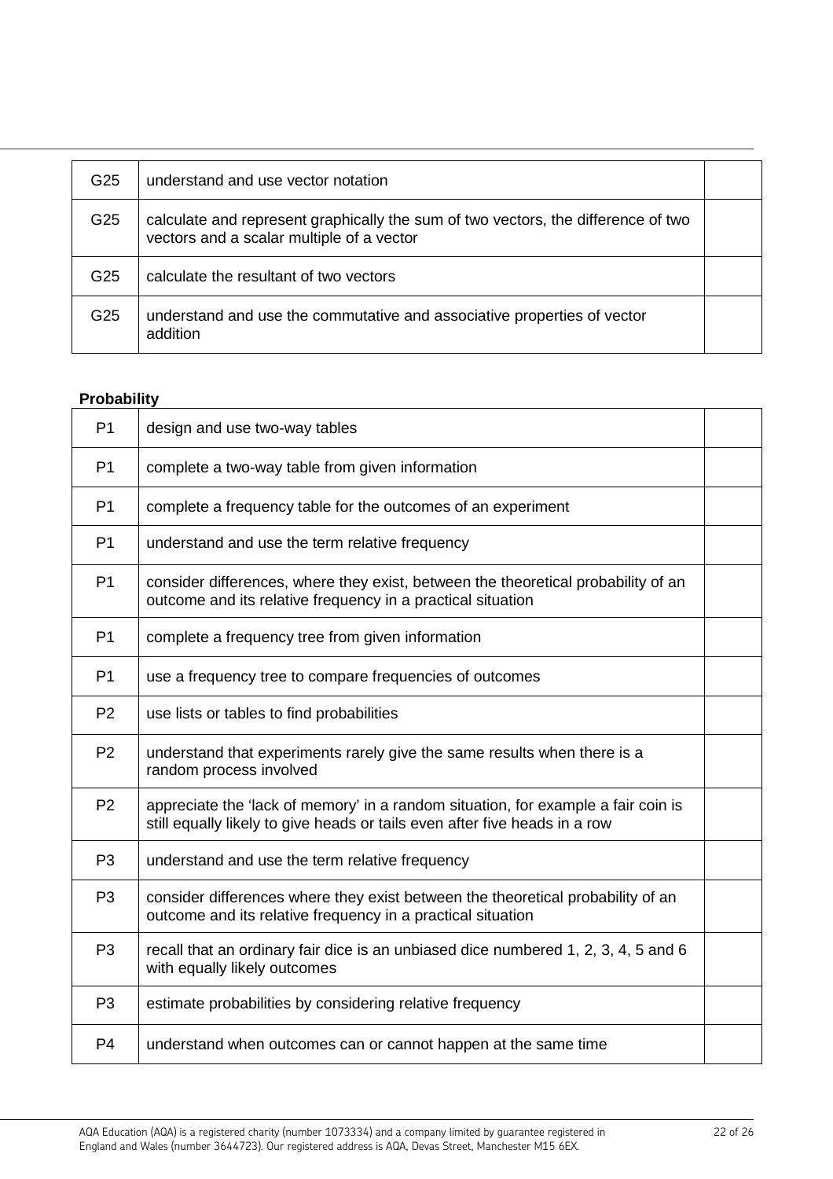| | | |
|---|---|---|
| G25 | understand and use vector notation | |
| G25 | calculate and represent graphically the sum of two vectors, the difference of two vectors and a scalar multiple of a vector | |
| G25 | calculate the resultant of two vectors | |
| G25 | understand and use the commutative and associative properties of vector addition | |

**Probability**

| | | |
|---|---|---|
| P1 | design and use two-way tables | |
| P1 | complete a two-way table from given information | |
| P1 | complete a frequency table for the outcomes of an experiment | |
| P1 | understand and use the term relative frequency | |
| P1 | consider differences, where they exist, between the theoretical probability of an outcome and its relative frequency in a practical situation | |
| P1 | complete a frequency tree from given information | |
| P1 | use a frequency tree to compare frequencies of outcomes | |
| P2 | use lists or tables to find probabilities | |
| P2 | understand that experiments rarely give the same results when there is a random process involved | |
| P2 | appreciate the 'lack of memory' in a random situation, for example a fair coin is still equally likely to give heads or tails even after five heads in a row | |
| P3 | understand and use the term relative frequency | |
| P3 | consider differences where they exist between the theoretical probability of an outcome and its relative frequency in a practical situation | |
| P3 | recall that an ordinary fair dice is an unbiased dice numbered 1, 2, 3, 4, 5 and 6 with equally likely outcomes | |
| P3 | estimate probabilities by considering relative frequency | |
| P4 | understand when outcomes can or cannot happen at the same time | |

AQA Education (AQA) is a registered charity (number 1073334) and a company limited by guarantee registered in England and Wales (number 3644723). Our registered address is AQA, Devas Street, Manchester M15 6EX.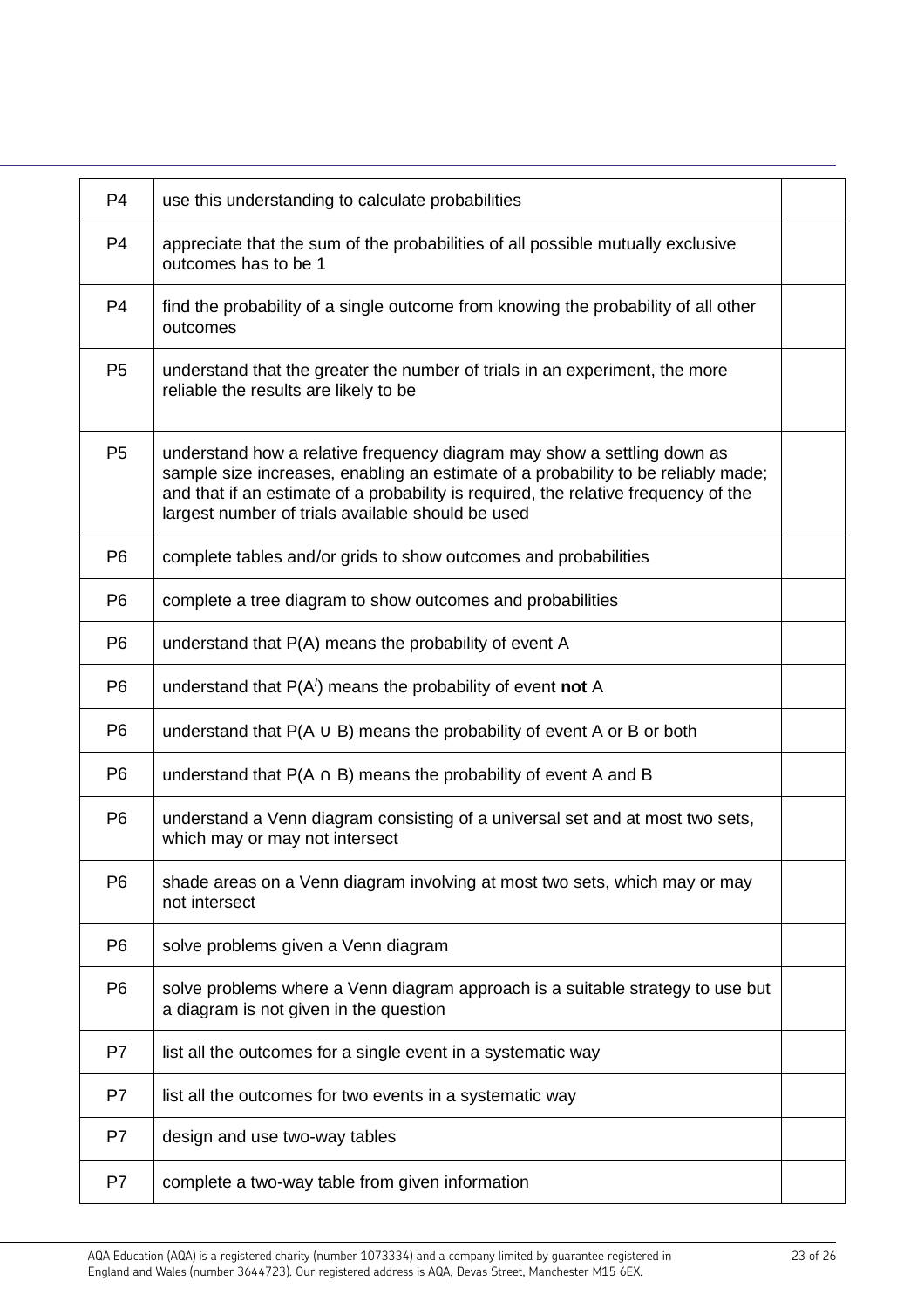| | | |
|---|---|---|
| P4 | use this understanding to calculate probabilities | |
| P4 | appreciate that the sum of the probabilities of all possible mutually exclusive outcomes has to be 1 | |
| P4 | find the probability of a single outcome from knowing the probability of all other outcomes | |
| P5 | understand that the greater the number of trials in an experiment, the more reliable the results are likely to be | |
| P5 | understand how a relative frequency diagram may show a settling down as sample size increases, enabling an estimate of a probability to be reliably made; and that if an estimate of a probability is required, the relative frequency of the largest number of trials available should be used | |
| P6 | complete tables and/or grids to show outcomes and probabilities | |
| P6 | complete a tree diagram to show outcomes and probabilities | |
| P6 | understand that P(A) means the probability of event A | |
| P6 | understand that $P(A')$ means the probability of event **not** A | |
| P6 | understand that $P(A \cup B)$ means the probability of event A or B or both | |
| P6 | understand that $P(A \cap B)$ means the probability of event A and B | |
| P6 | understand a Venn diagram consisting of a universal set and at most two sets, which may or may not intersect | |
| P6 | shade areas on a Venn diagram involving at most two sets, which may or may not intersect | |
| P6 | solve problems given a Venn diagram | |
| P6 | solve problems where a Venn diagram approach is a suitable strategy to use but a diagram is not given in the question | |
| P7 | list all the outcomes for a single event in a systematic way | |
| P7 | list all the outcomes for two events in a systematic way | |
| P7 | design and use two-way tables | |
| P7 | complete a two-way table from given information | |

AQA Education (AQA) is a registered charity (number 1073334) and a company limited by guarantee registered in England and Wales (number 3644723). Our registered address is AQA, Devas Street, Manchester M15 6EX.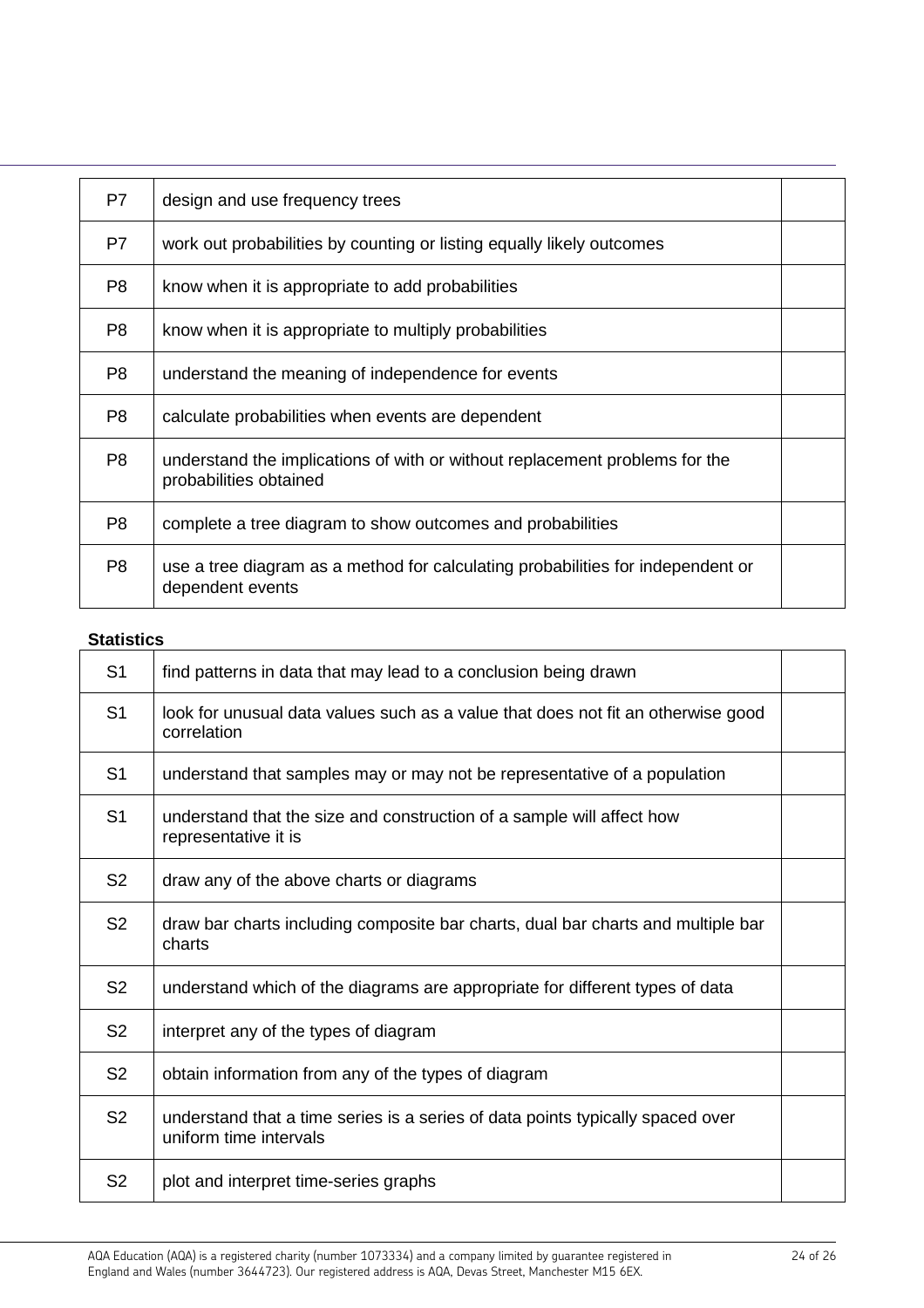| | | |
|---|---|---|
| P7 | design and use frequency trees | |
| P7 | work out probabilities by counting or listing equally likely outcomes | |
| P8 | know when it is appropriate to add probabilities | |
| P8 | know when it is appropriate to multiply probabilities | |
| P8 | understand the meaning of independence for events | |
| P8 | calculate probabilities when events are dependent | |
| P8 | understand the implications of with or without replacement problems for the probabilities obtained | |
| P8 | complete a tree diagram to show outcomes and probabilities | |
| P8 | use a tree diagram as a method for calculating probabilities for independent or dependent events | |

**Statistics**

| | | |
|---|---|---|
| S1 | find patterns in data that may lead to a conclusion being drawn | |
| S1 | look for unusual data values such as a value that does not fit an otherwise good correlation | |
| S1 | understand that samples may or may not be representative of a population | |
| S1 | understand that the size and construction of a sample will affect how representative it is | |
| S2 | draw any of the above charts or diagrams | |
| S2 | draw bar charts including composite bar charts, dual bar charts and multiple bar charts | |
| S2 | understand which of the diagrams are appropriate for different types of data | |
| S2 | interpret any of the types of diagram | |
| S2 | obtain information from any of the types of diagram | |
| S2 | understand that a time series is a series of data points typically spaced over uniform time intervals | |
| S2 | plot and interpret time-series graphs | |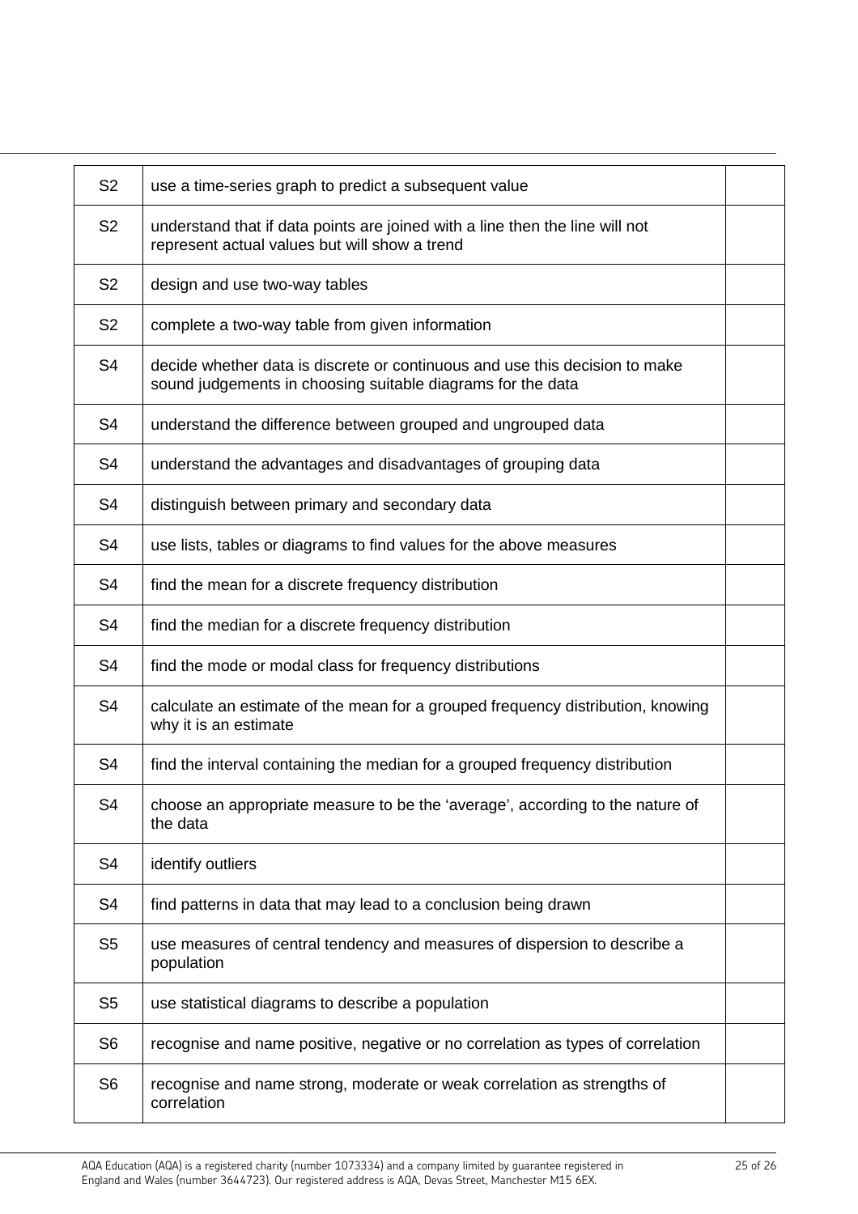| | | |
|---|---|---|
| S2 | use a time-series graph to predict a subsequent value | |
| S2 | understand that if data points are joined with a line then the line will not represent actual values but will show a trend | |
| S2 | design and use two-way tables | |
| S2 | complete a two-way table from given information | |
| S4 | decide whether data is discrete or continuous and use this decision to make sound judgements in choosing suitable diagrams for the data | |
| S4 | understand the difference between grouped and ungrouped data | |
| S4 | understand the advantages and disadvantages of grouping data | |
| S4 | distinguish between primary and secondary data | |
| S4 | use lists, tables or diagrams to find values for the above measures | |
| S4 | find the mean for a discrete frequency distribution | |
| S4 | find the median for a discrete frequency distribution | |
| S4 | find the mode or modal class for frequency distributions | |
| S4 | calculate an estimate of the mean for a grouped frequency distribution, knowing why it is an estimate | |
| S4 | find the interval containing the median for a grouped frequency distribution | |
| S4 | choose an appropriate measure to be the ‘average’, according to the nature of the data | |
| S4 | identify outliers | |
| S4 | find patterns in data that may lead to a conclusion being drawn | |
| S5 | use measures of central tendency and measures of dispersion to describe a population | |
| S5 | use statistical diagrams to describe a population | |
| S6 | recognise and name positive, negative or no correlation as types of correlation | |
| S6 | recognise and name strong, moderate or weak correlation as strengths of correlation | |

AQA Education (AQA) is a registered charity (number 1073334) and a company limited by guarantee registered in England and Wales (number 3644723). Our registered address is AQA, Devas Street, Manchester M15 6EX.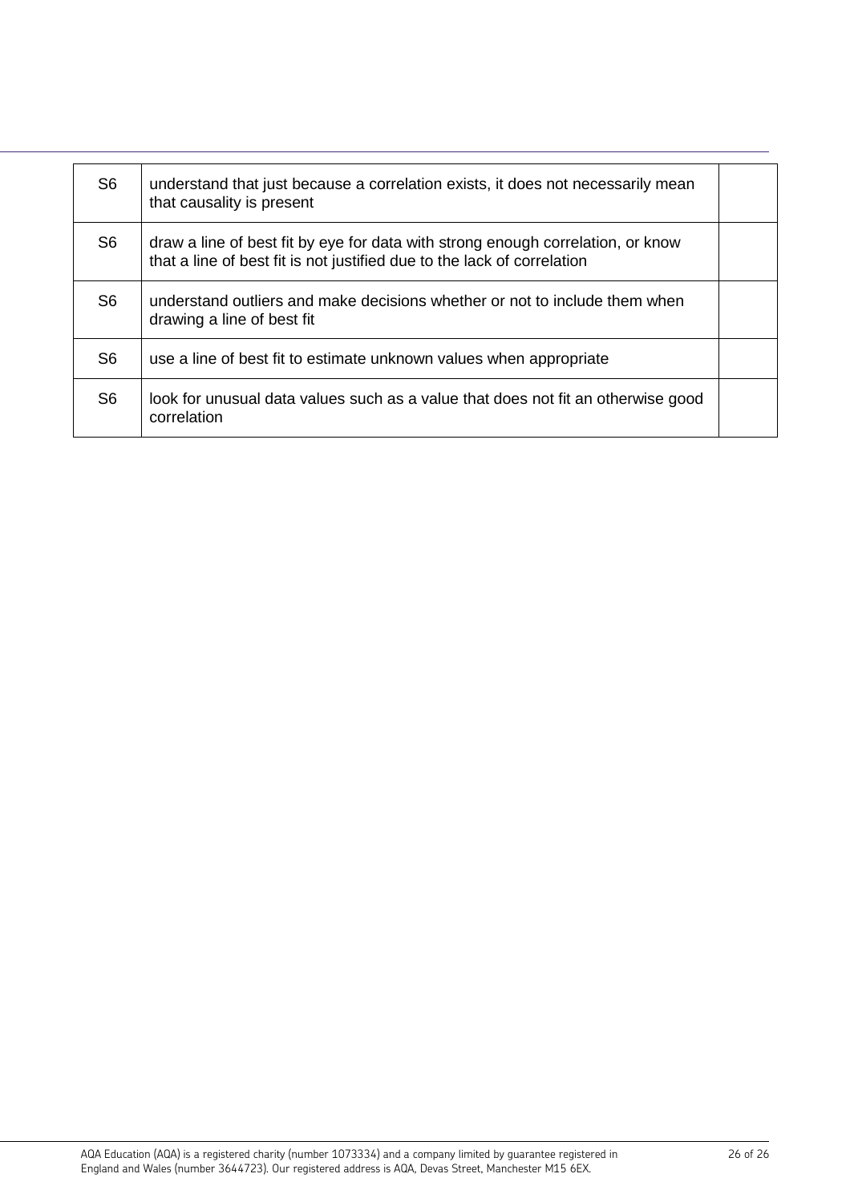| | | |
|---|---|---|
| S6 | understand that just because a correlation exists, it does not necessarily mean that causality is present | |
| S6 | draw a line of best fit by eye for data with strong enough correlation, or know that a line of best fit is not justified due to the lack of correlation | |
| S6 | understand outliers and make decisions whether or not to include them when drawing a line of best fit | |
| S6 | use a line of best fit to estimate unknown values when appropriate | |
| S6 | look for unusual data values such as a value that does not fit an otherwise good correlation | |

AQA Education (AQA) is a registered charity (number 1073334) and a company limited by guarantee registered in England and Wales (number 3644723). Our registered address is AQA, Devas Street, Manchester M15 6EX.